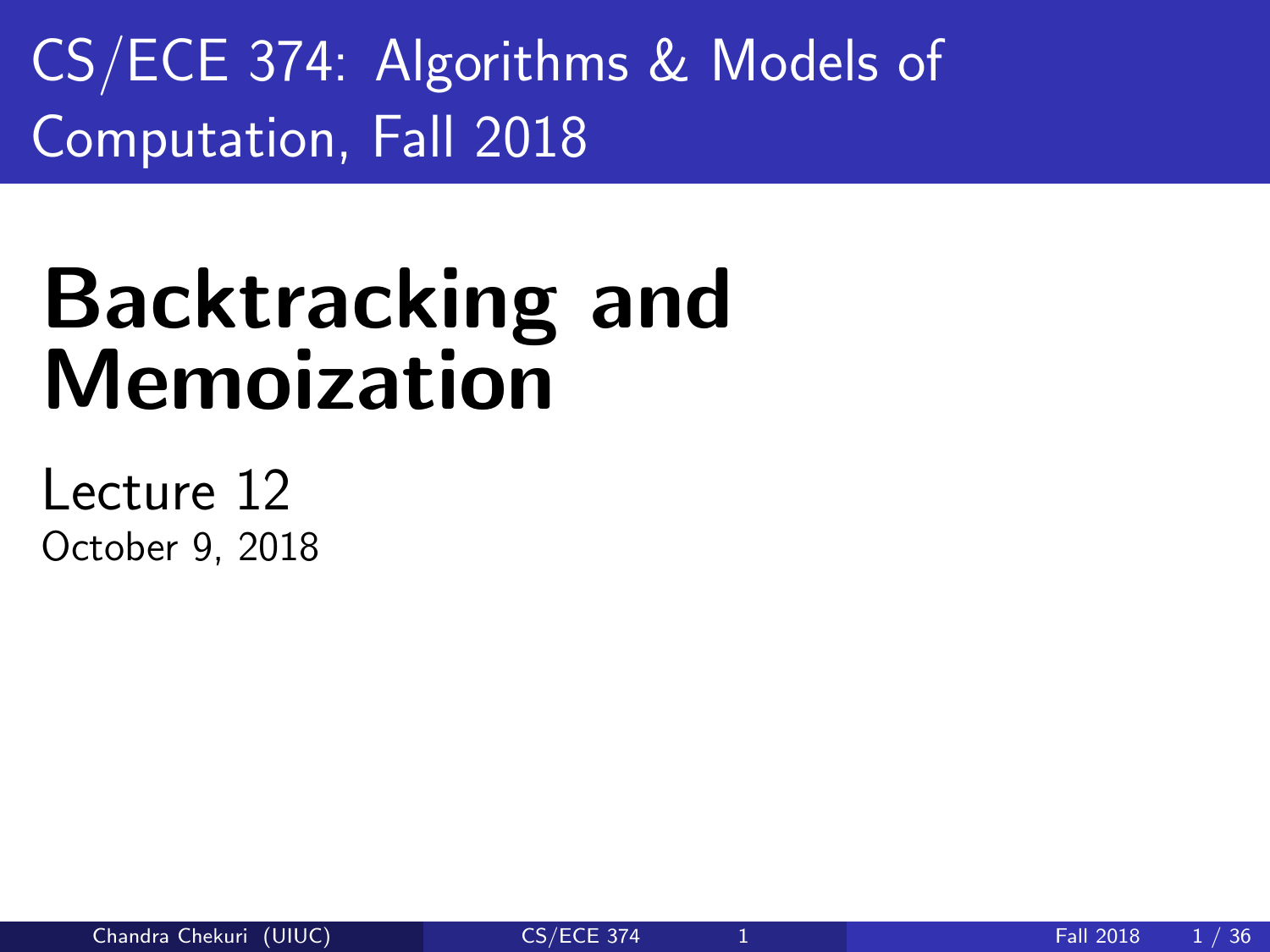CS/ECE 374: Algorithms & Models of Computation, Fall 2018

# Backtracking and Memoization

Lecture 12

October 9, 2018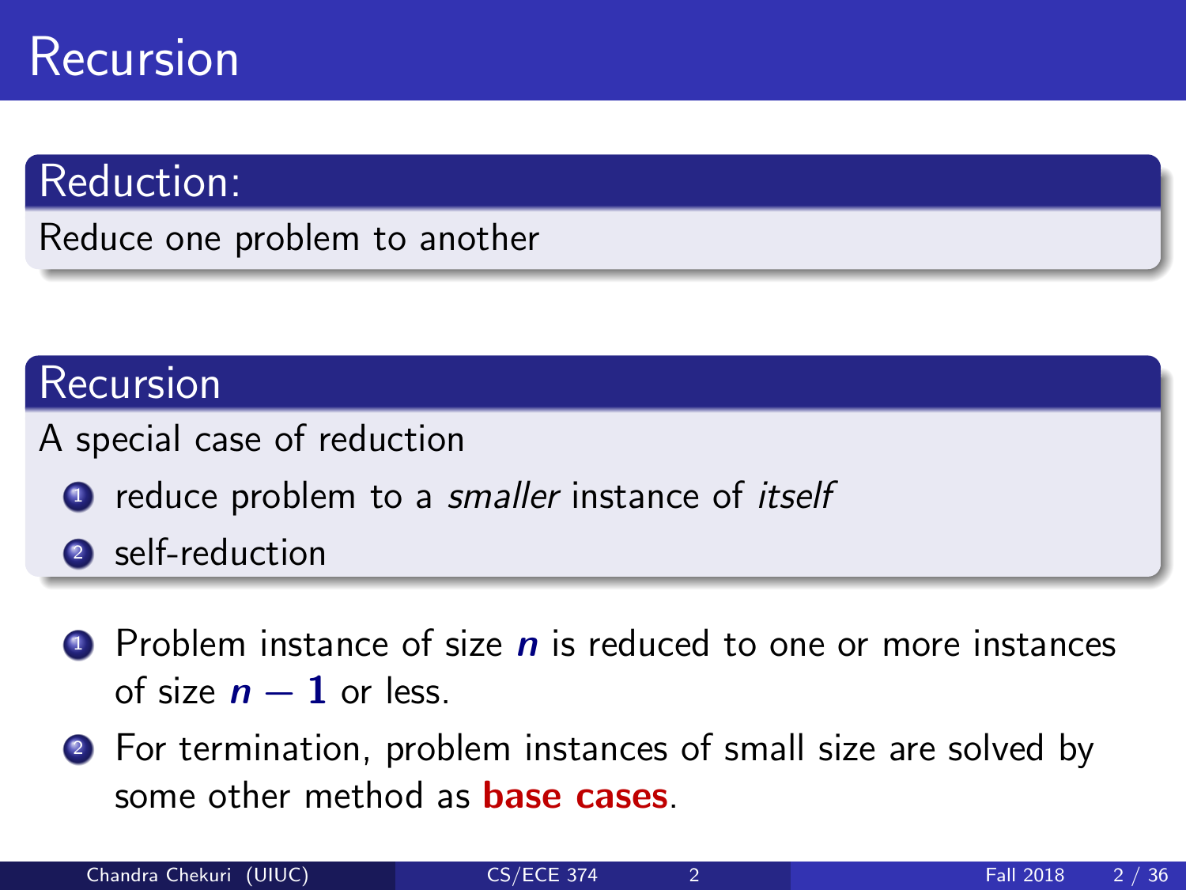# Recursion

## Reduction:

Reduce one problem to another

## Recursion

A special case of reduction

1. reduce problem to a *smaller* instance of *itself*
2. self-reduction

---

1. Problem instance of size $n$ is reduced to one or more instances of size $n - 1$ or less.
2. For termination, problem instances of small size are solved by some other method as **base cases**.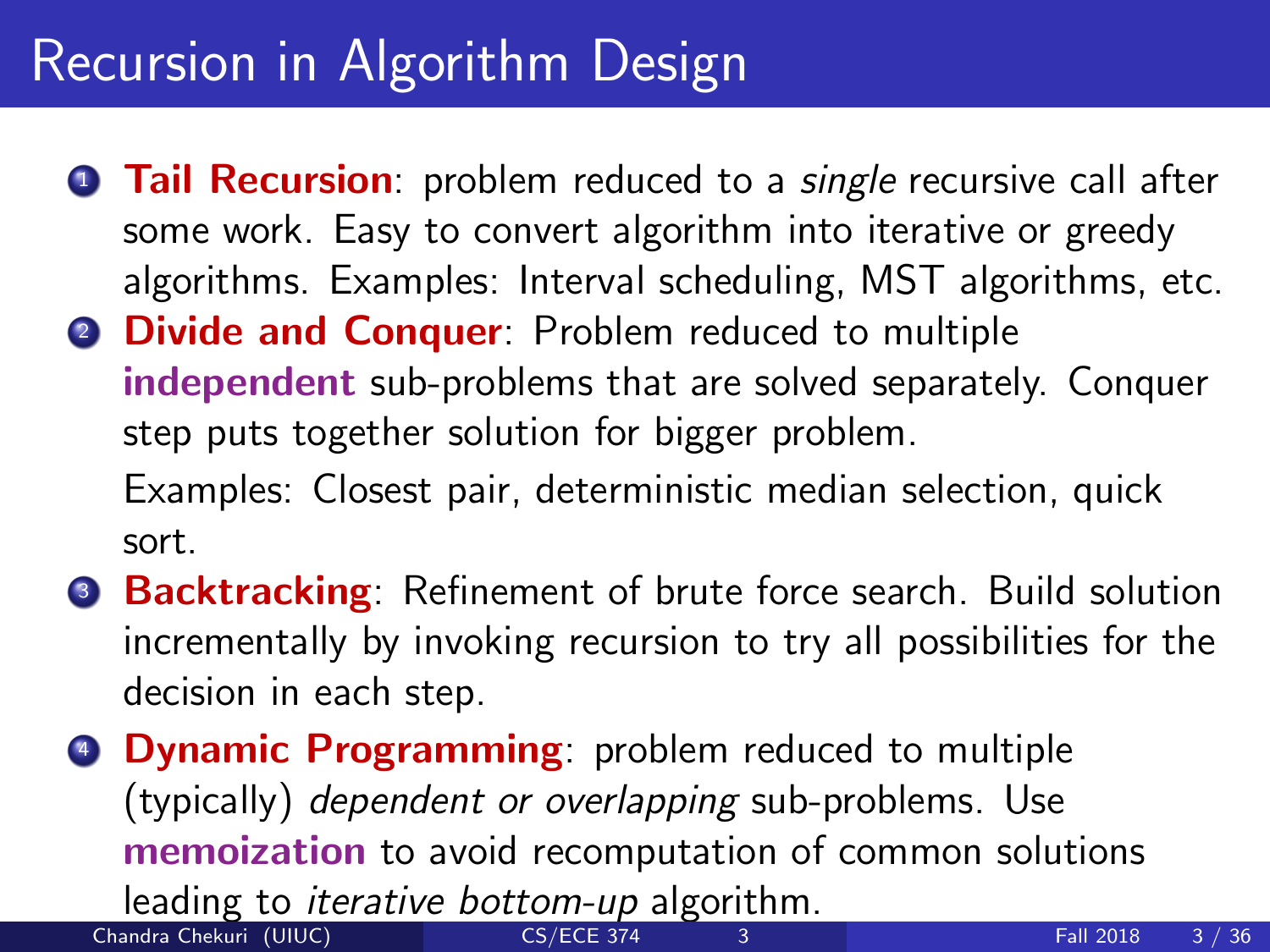# Recursion in Algorithm Design

1. **Tail Recursion**: problem reduced to a *single* recursive call after some work. Easy to convert algorithm into iterative or greedy algorithms. Examples: Interval scheduling, MST algorithms, etc.
2. **Divide and Conquer**: Problem reduced to multiple **independent** sub-problems that are solved separately. Conquer step puts together solution for bigger problem.

   Examples: Closest pair, deterministic median selection, quick sort.
3. **Backtracking**: Refinement of brute force search. Build solution incrementally by invoking recursion to try all possibilities for the decision in each step.
4. **Dynamic Programming**: problem reduced to multiple (typically) *dependent or overlapping* sub-problems. Use **memoization** to avoid recomputation of common solutions leading to *iterative bottom-up* algorithm.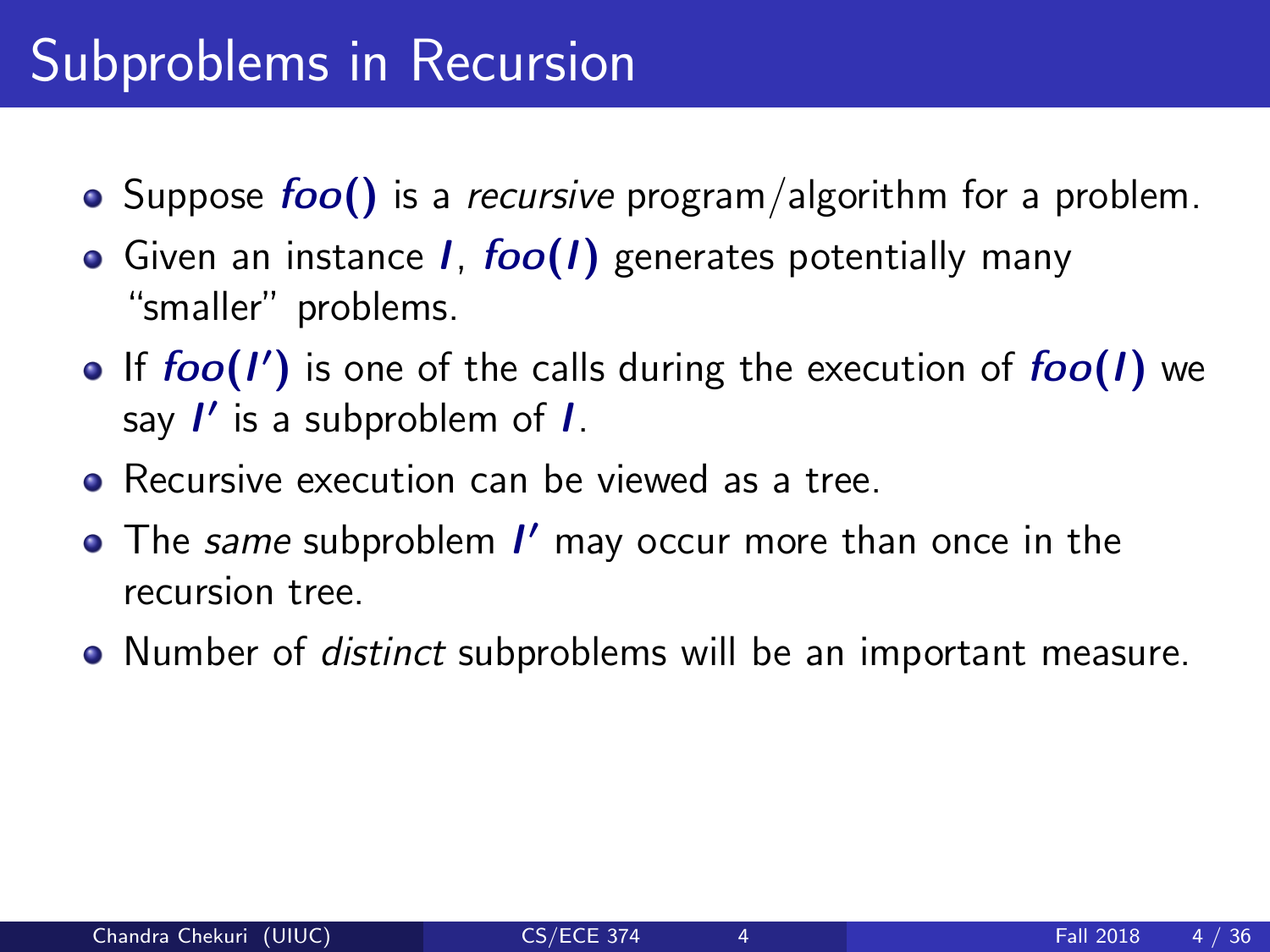# Subproblems in Recursion

- Suppose $\mathbf{\textit{foo}()}$ is a *recursive* program/algorithm for a problem.
- Given an instance $\boldsymbol{I}$, $\mathbf{\textit{foo}(\boldsymbol{I})}$ generates potentially many "smaller" problems.
- If $\mathbf{\textit{foo}(\boldsymbol{I'})}$ is one of the calls during the execution of $\mathbf{\textit{foo}(\boldsymbol{I})}$ we say $\boldsymbol{I'}$ is a subproblem of $\boldsymbol{I}$.
- Recursive execution can be viewed as a tree.
- The *same* subproblem $\boldsymbol{I'}$ may occur more than once in the recursion tree.
- Number of *distinct* subproblems will be an important measure.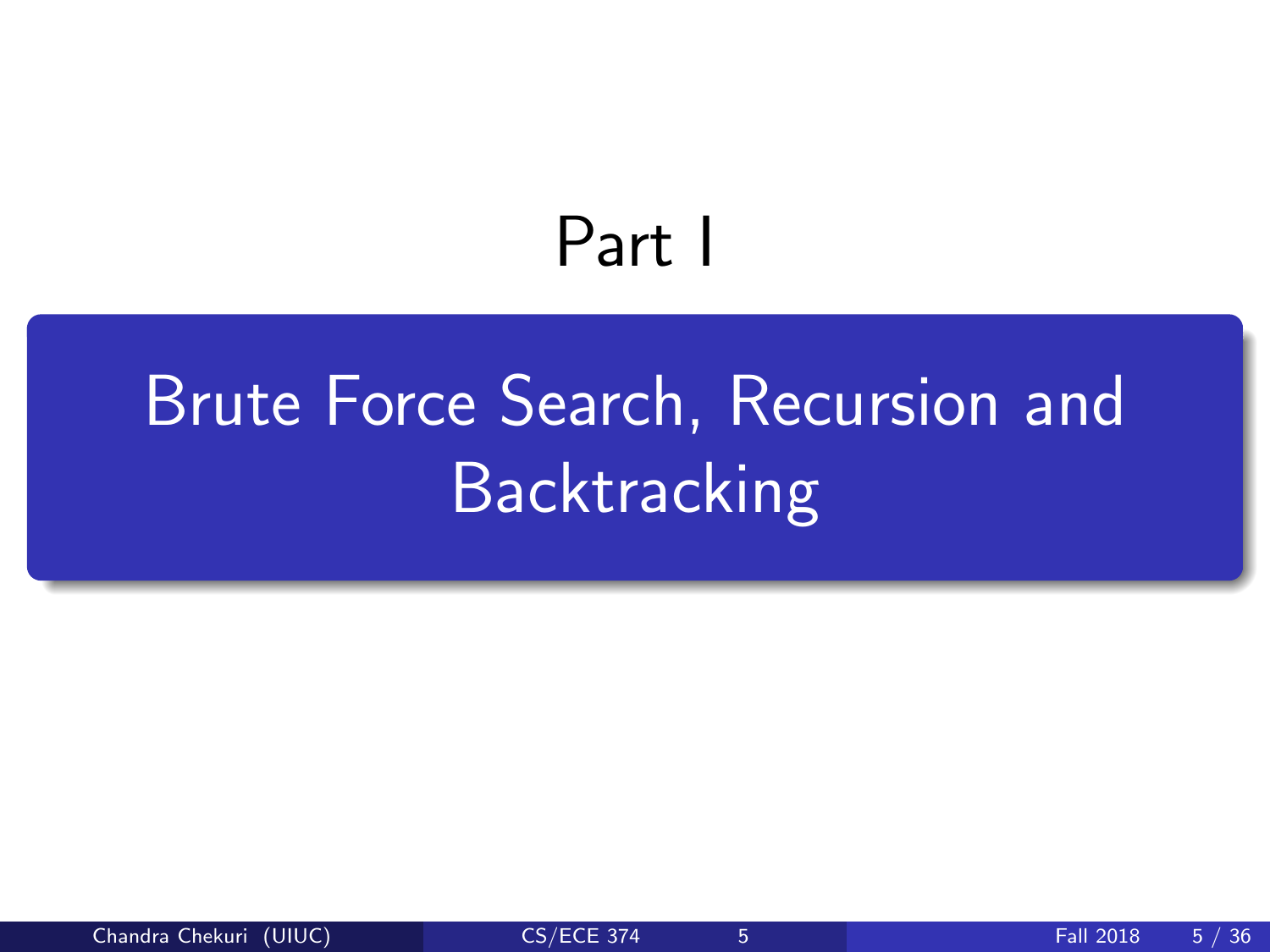# Part I

## Brute Force Search, Recursion and Backtracking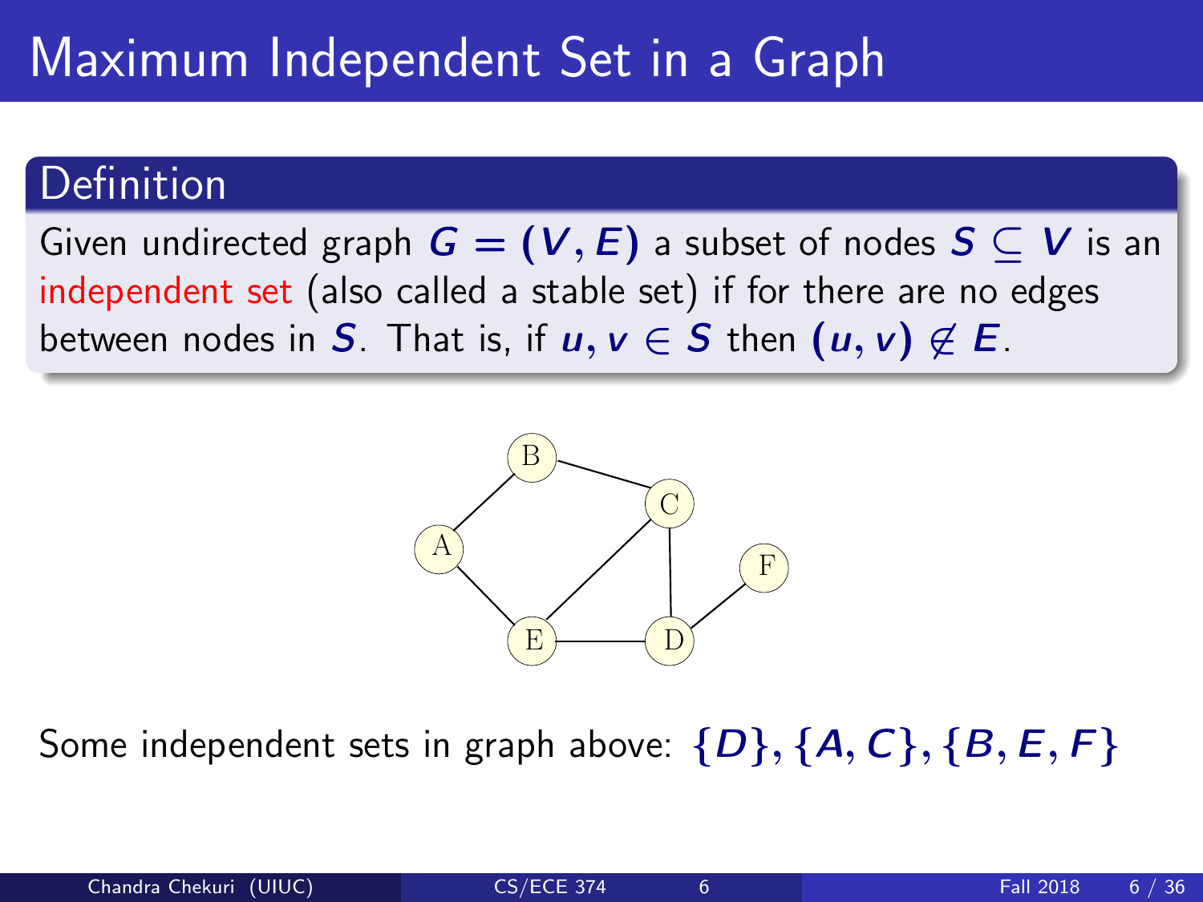# Maximum Independent Set in a Graph

## Definition

Given undirected graph $G = (V, E)$ a subset of nodes $S \subseteq V$ is an independent set (also called a stable set) if for there are no edges between nodes in $S$. That is, if $u, v \in S$ then $(u, v) \notin E$.

Some independent sets in graph above: $\{D\}, \{A, C\}, \{B, E, F\}$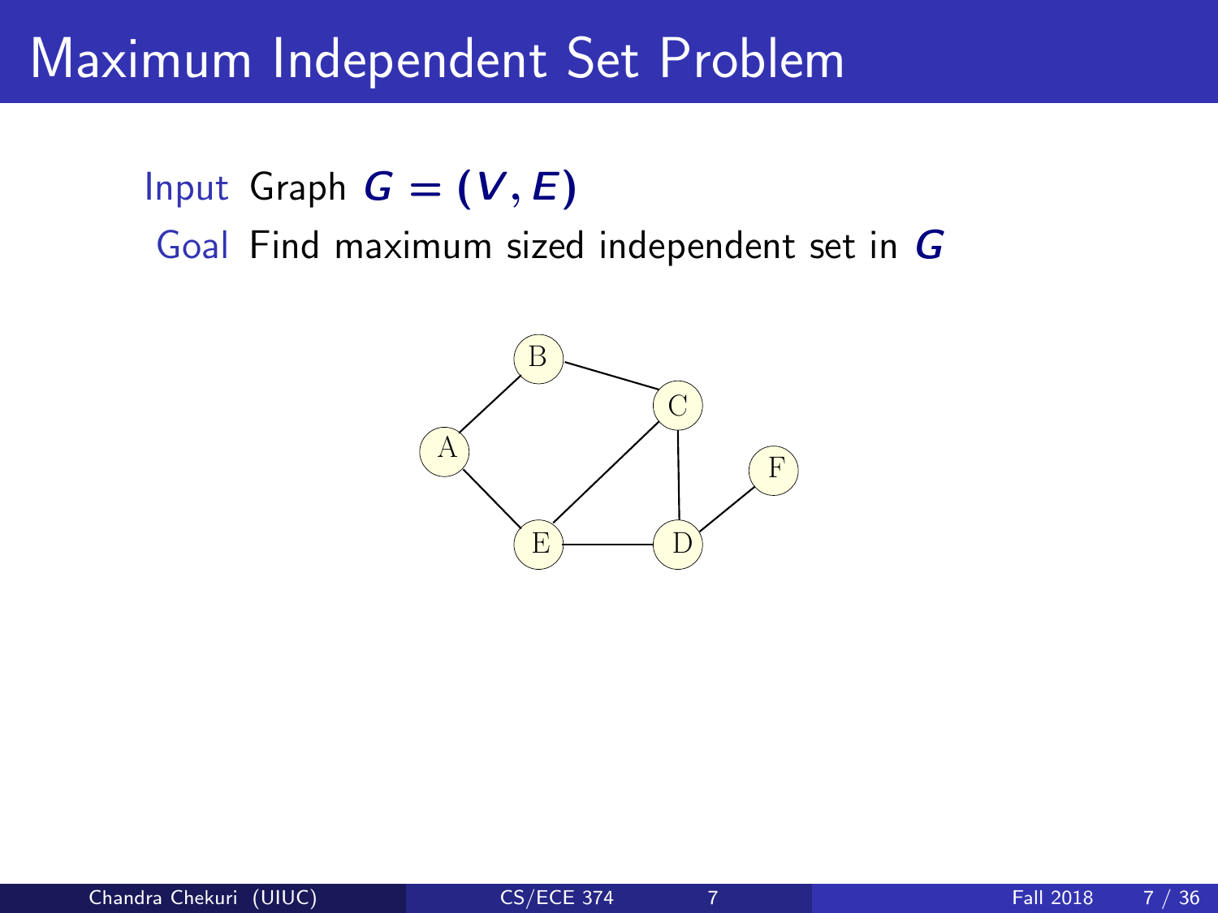# Maximum Independent Set Problem

Input Graph $G = (V, E)$

Goal Find maximum sized independent set in $G$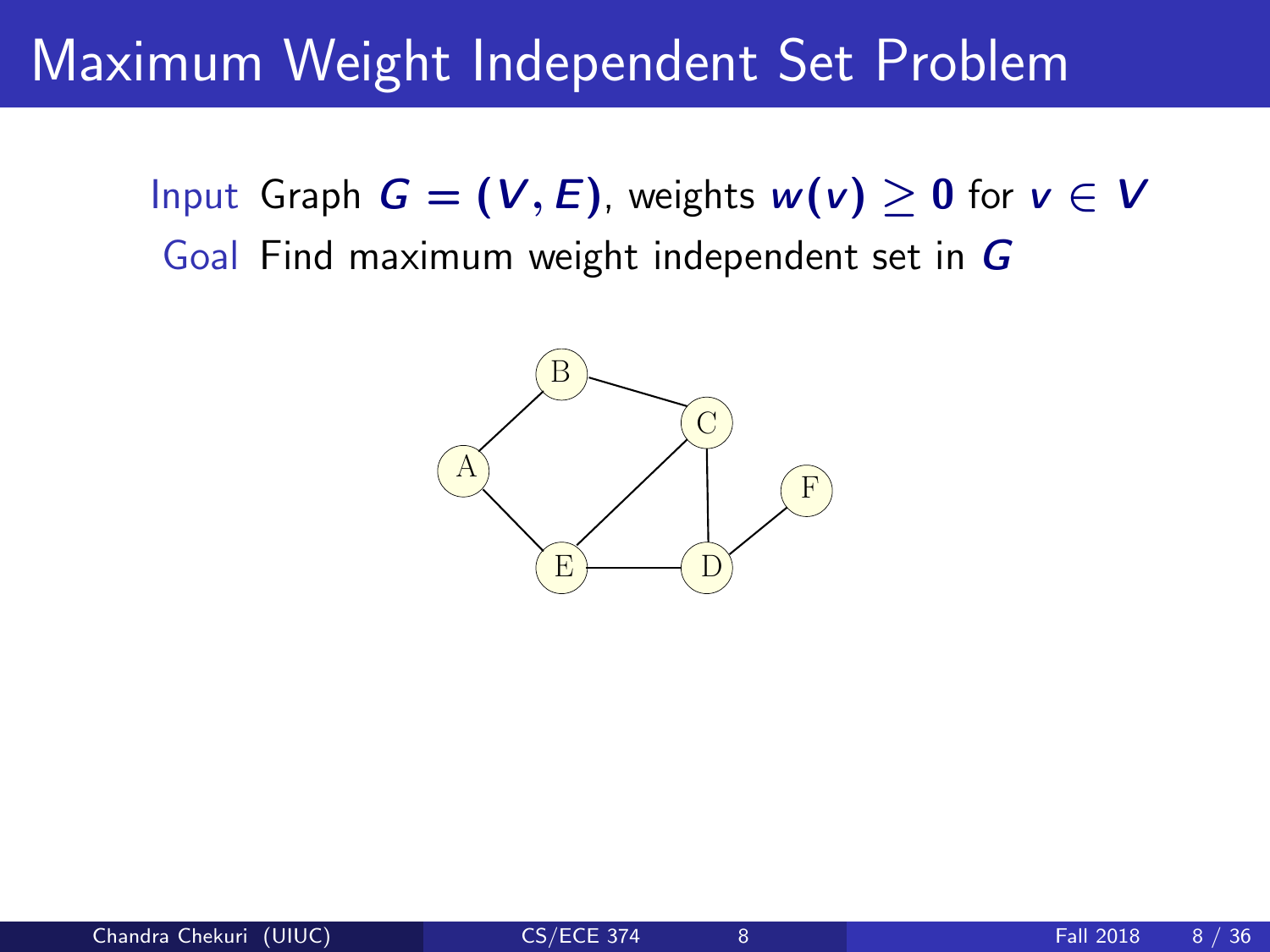# Maximum Weight Independent Set Problem

Input Graph $G = (V, E)$, weights $w(v) \geq 0$ for $v \in V$

Goal Find maximum weight independent set in $G$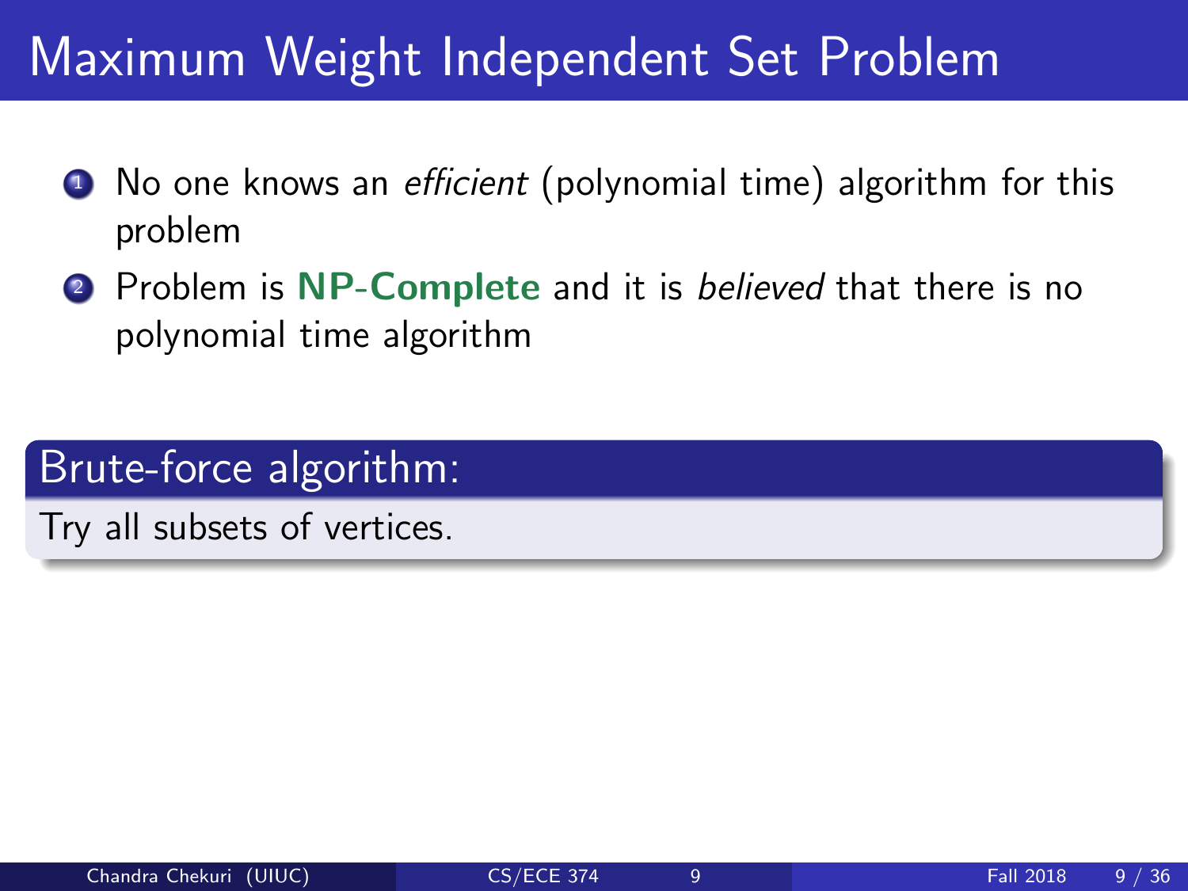# Maximum Weight Independent Set Problem

1. No one knows an *efficient* (polynomial time) algorithm for this problem
2. Problem is **NP-Complete** and it is *believed* that there is no polynomial time algorithm

## Brute-force algorithm:

Try all subsets of vertices.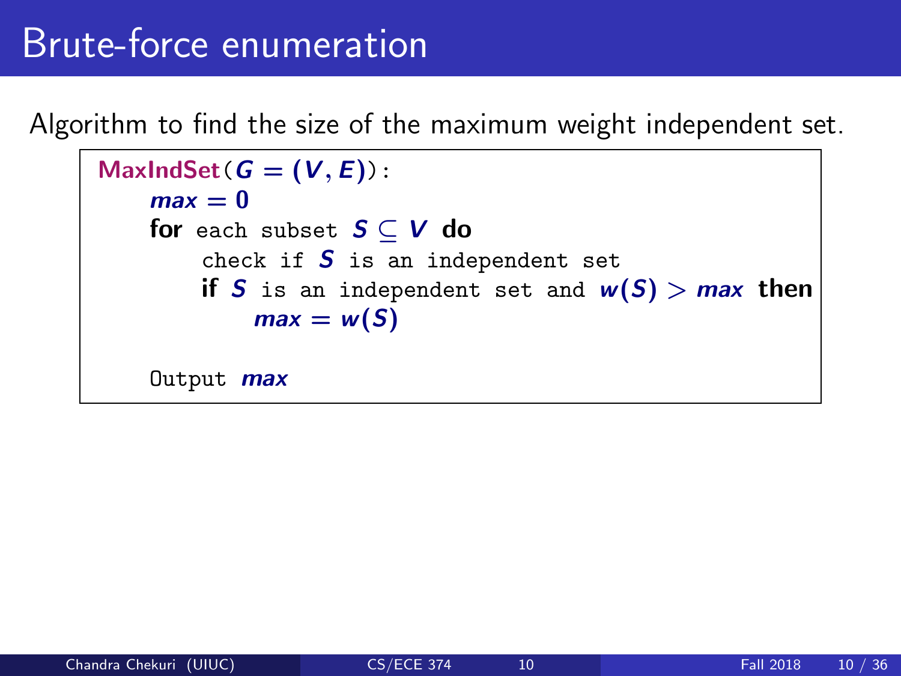# Brute-force enumeration

Algorithm to find the size of the maximum weight independent set.

```
MaxIndSet(G = (V, E)):
    max = 0
    for each subset S ⊆ V do
        check if S is an independent set
        if S is an independent set and w(S) > max then
            max = w(S)

    Output max
```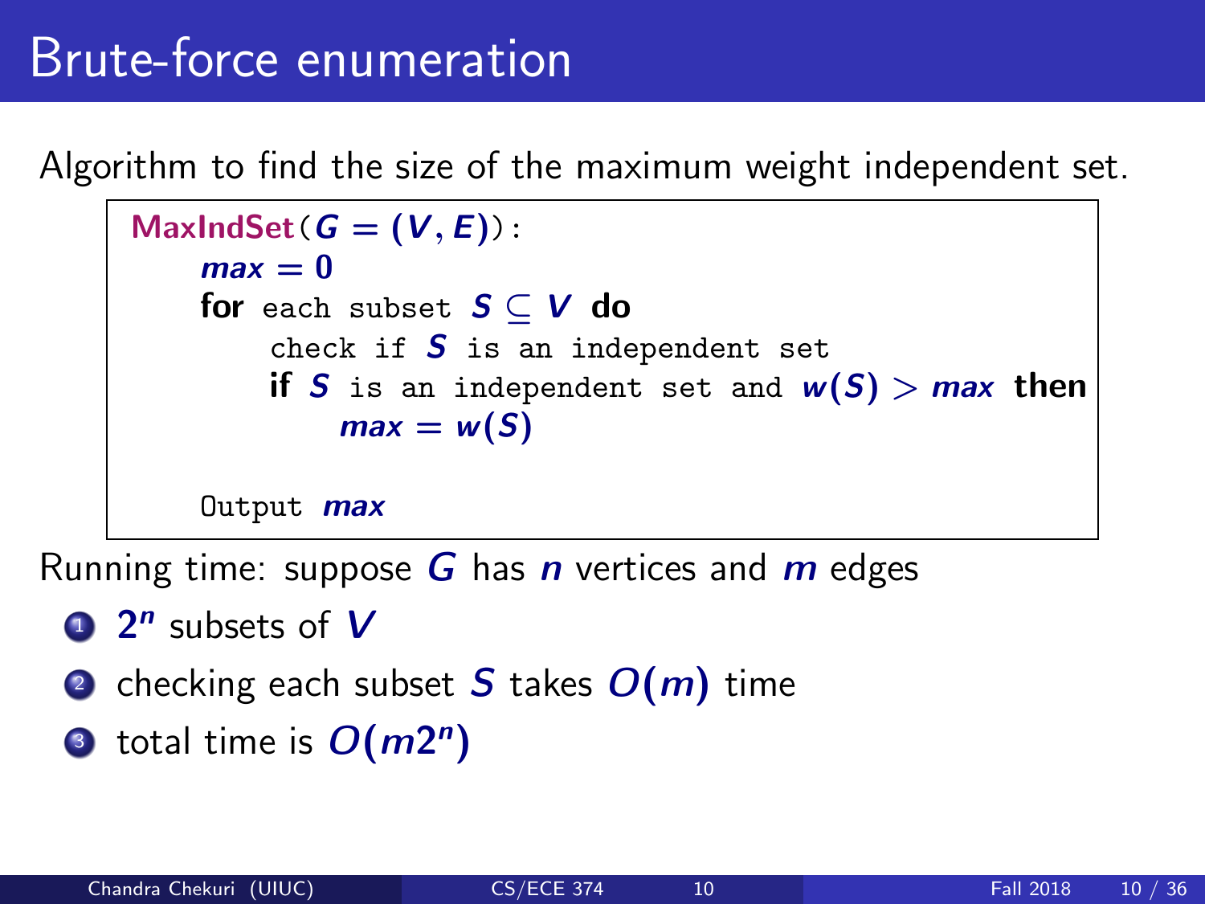# Brute-force enumeration

Algorithm to find the size of the maximum weight independent set.

```
MaxIndSet(G = (V, E)):
    max = 0
    for each subset S ⊆ V do
        check if S is an independent set
        if S is an independent set and w(S) > max then
            max = w(S)

    Output max
```

Running time: suppose $G$ has $n$ vertices and $m$ edges

1. $2^n$ subsets of $V$
2. checking each subset $S$ takes $O(m)$ time
3. total time is $O(m2^n)$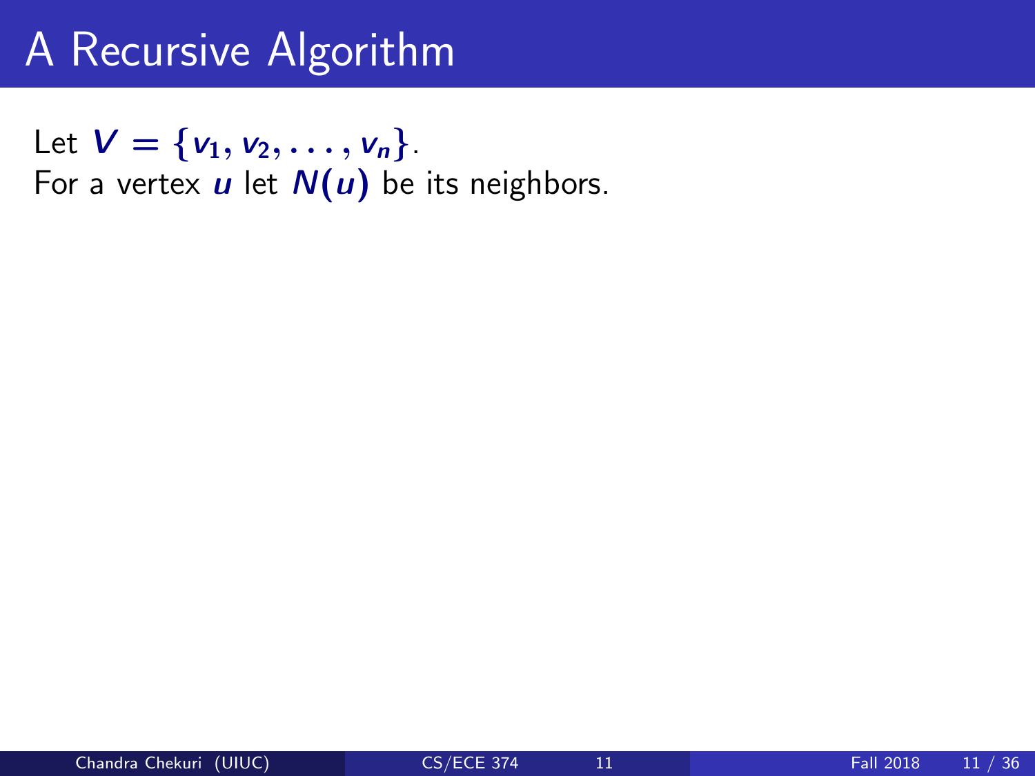# A Recursive Algorithm

Let $V = \{v_1, v_2, \ldots, v_n\}$.
For a vertex $u$ let $N(u)$ be its neighbors.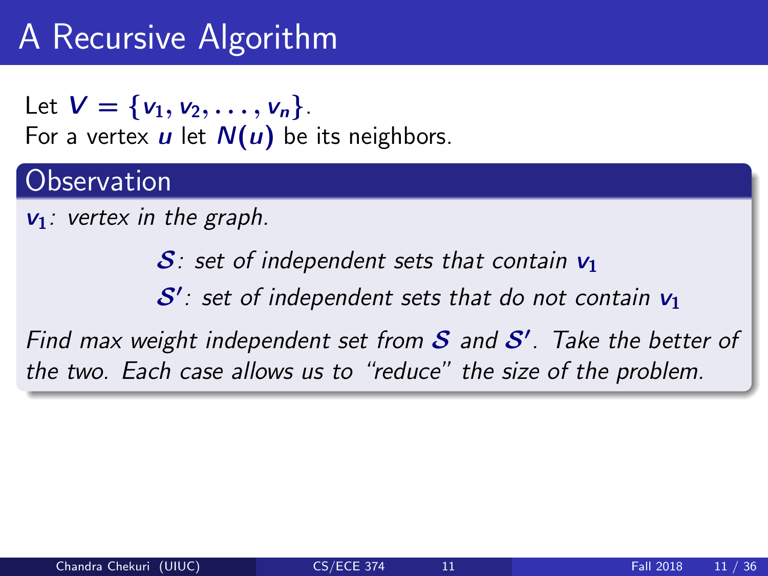# A Recursive Algorithm

Let $V = \{v_1, v_2, \ldots, v_n\}$.
For a vertex $u$ let $N(u)$ be its neighbors.

## Observation

*$v_1$: vertex in the graph.*

*$\mathcal{S}$: set of independent sets that contain $v_1$*

*$\mathcal{S}'$: set of independent sets that do not contain $v_1$*

*Find max weight independent set from $\mathcal{S}$ and $\mathcal{S}'$. Take the better of the two. Each case allows us to "reduce" the size of the problem.*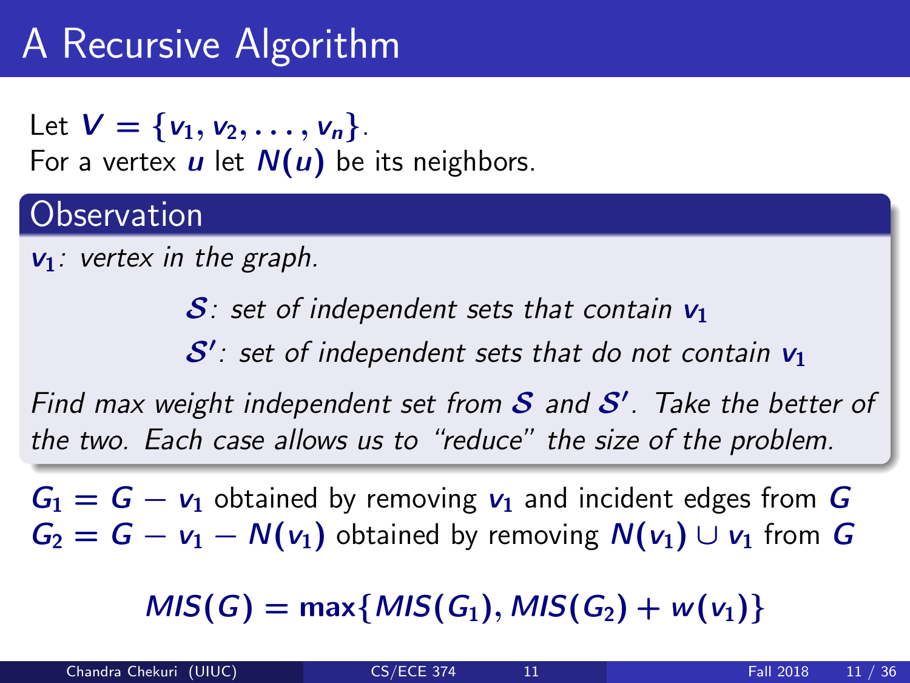# A Recursive Algorithm

Let $V = \{v_1, v_2, \ldots, v_n\}$.
For a vertex $u$ let $N(u)$ be its neighbors.

## Observation

*$v_1$: vertex in the graph.*

*$\mathcal{S}$: set of independent sets that contain $v_1$*

*$\mathcal{S}'$: set of independent sets that do not contain $v_1$*

*Find max weight independent set from $\mathcal{S}$ and $\mathcal{S}'$. Take the better of the two. Each case allows us to "reduce" the size of the problem.*

$G_1 = G - v_1$ obtained by removing $v_1$ and incident edges from $G$
$G_2 = G - v_1 - N(v_1)$ obtained by removing $N(v_1) \cup v_1$ from $G$

$$MIS(G) = \max\{MIS(G_1), MIS(G_2) + w(v_1)\}$$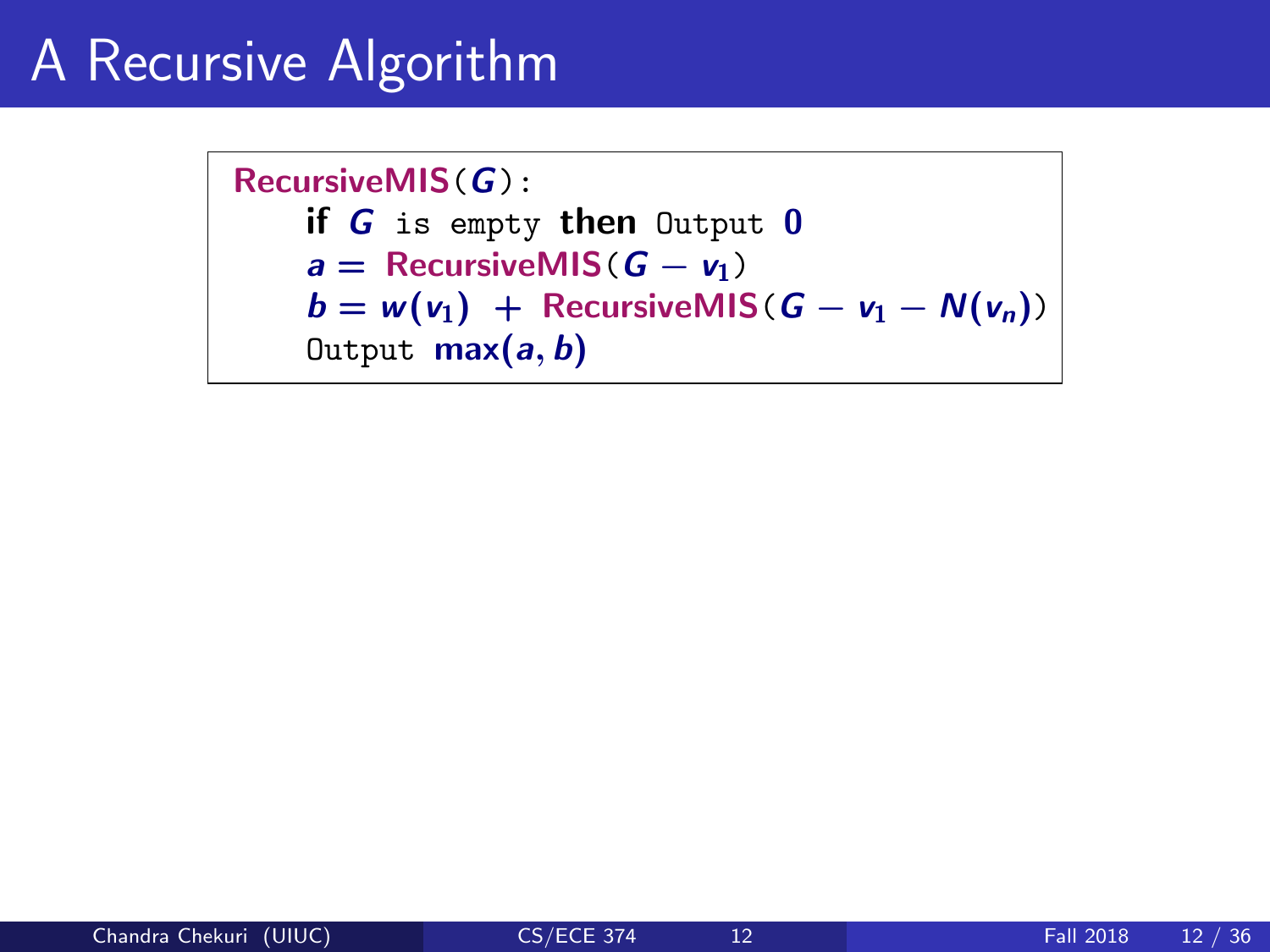# A Recursive Algorithm

```
RecursiveMIS(G):
    if G is empty then Output 0
    a = RecursiveMIS(G − v_1)
    b = w(v_1) + RecursiveMIS(G − v_1 − N(v_n))
    Output max(a, b)
```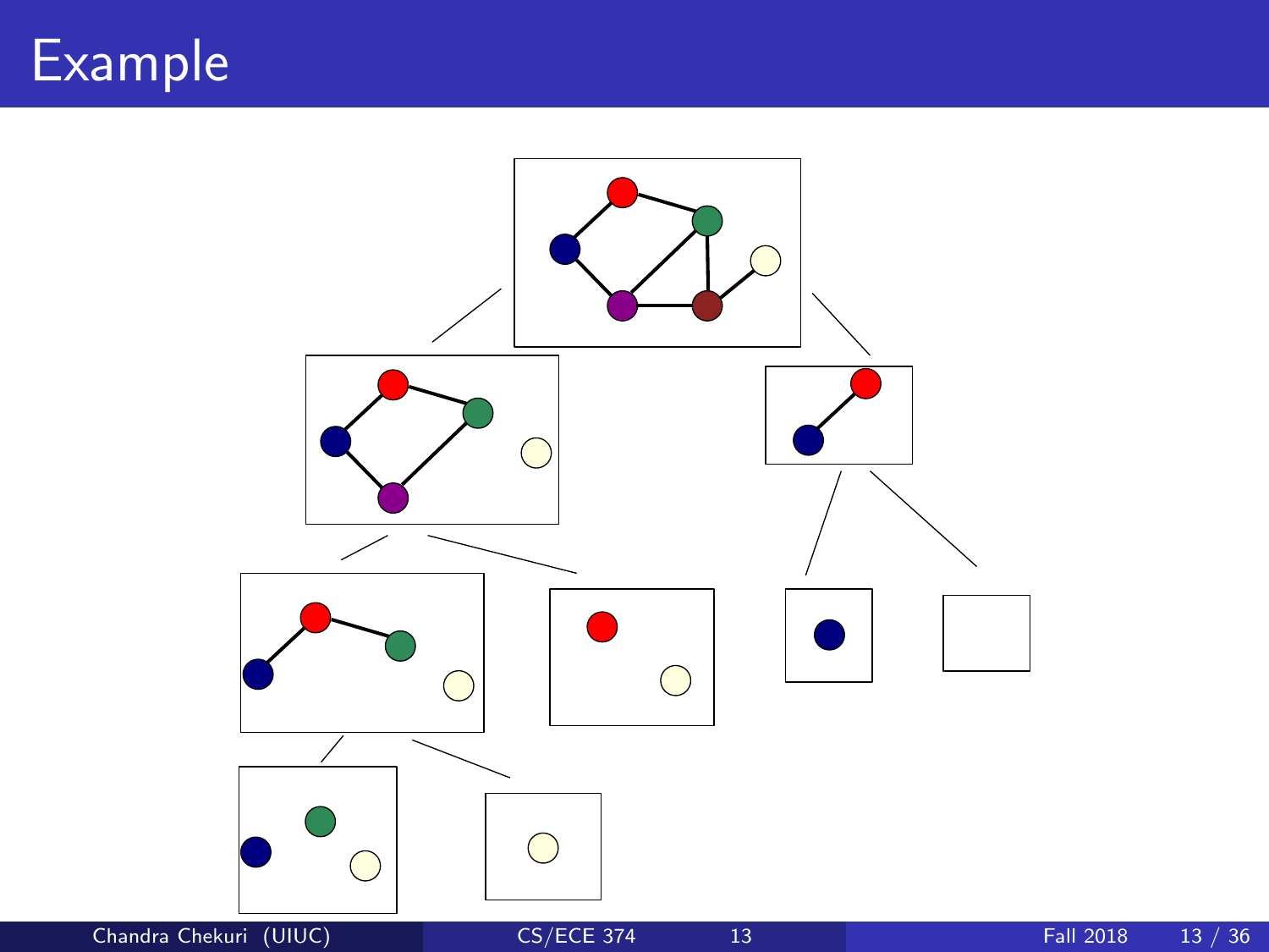# Example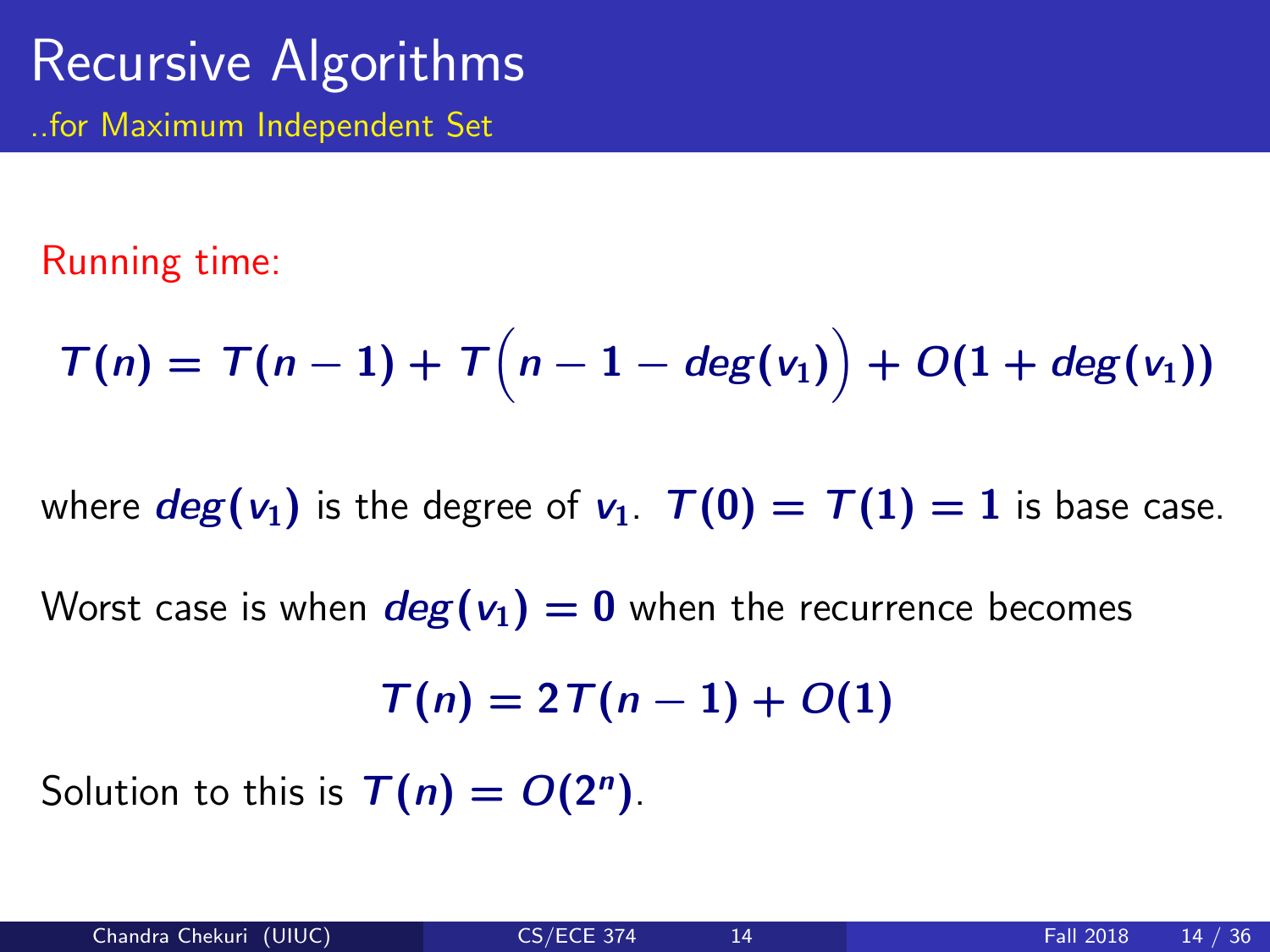# Recursive Algorithms

## ..for Maximum Independent Set

Running time:

$$T(n) = T(n-1) + T\Big(n - 1 - deg(v_1)\Big) + O(1 + deg(v_1))$$

where $deg(v_1)$ is the degree of $v_1$. $T(0) = T(1) = 1$ is base case.

Worst case is when $deg(v_1) = 0$ when the recurrence becomes

$$T(n) = 2T(n-1) + O(1)$$

Solution to this is $T(n) = O(2^n)$.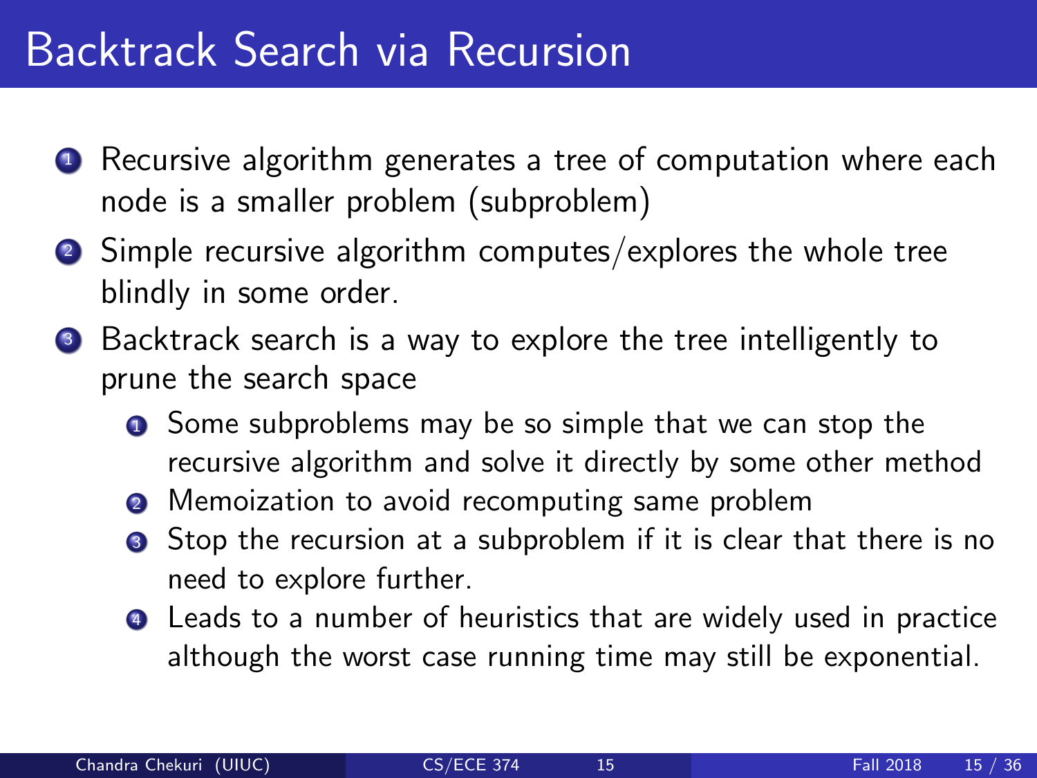# Backtrack Search via Recursion

1. Recursive algorithm generates a tree of computation where each node is a smaller problem (subproblem)
2. Simple recursive algorithm computes/explores the whole tree blindly in some order.
3. Backtrack search is a way to explore the tree intelligently to prune the search space
   1. Some subproblems may be so simple that we can stop the recursive algorithm and solve it directly by some other method
   2. Memoization to avoid recomputing same problem
   3. Stop the recursion at a subproblem if it is clear that there is no need to explore further.
   4. Leads to a number of heuristics that are widely used in practice although the worst case running time may still be exponential.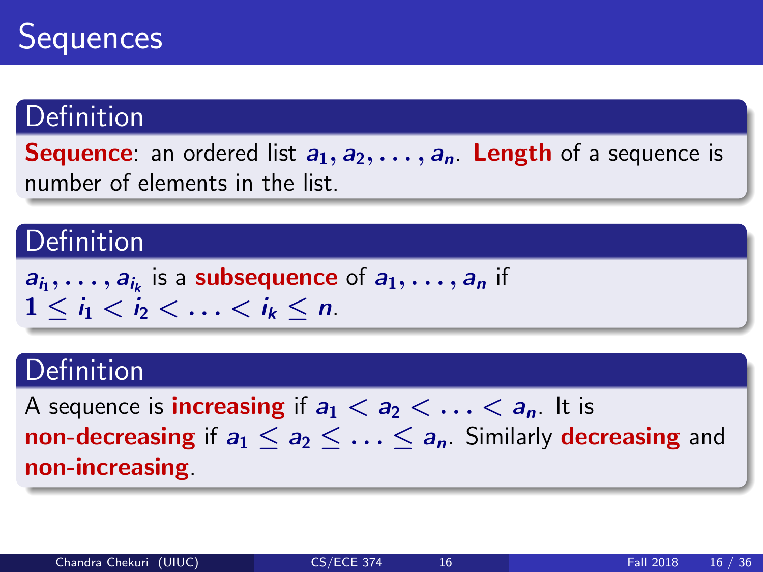# Sequences

## Definition

**Sequence**: an ordered list $a_1, a_2, \ldots, a_n$. **Length** of a sequence is number of elements in the list.

## Definition

$a_{i_1}, \ldots, a_{i_k}$ is a **subsequence** of $a_1, \ldots, a_n$ if $1 \leq i_1 < i_2 < \ldots < i_k \leq n$.

## Definition

A sequence is **increasing** if $a_1 < a_2 < \ldots < a_n$. It is **non-decreasing** if $a_1 \leq a_2 \leq \ldots \leq a_n$. Similarly **decreasing** and **non-increasing**.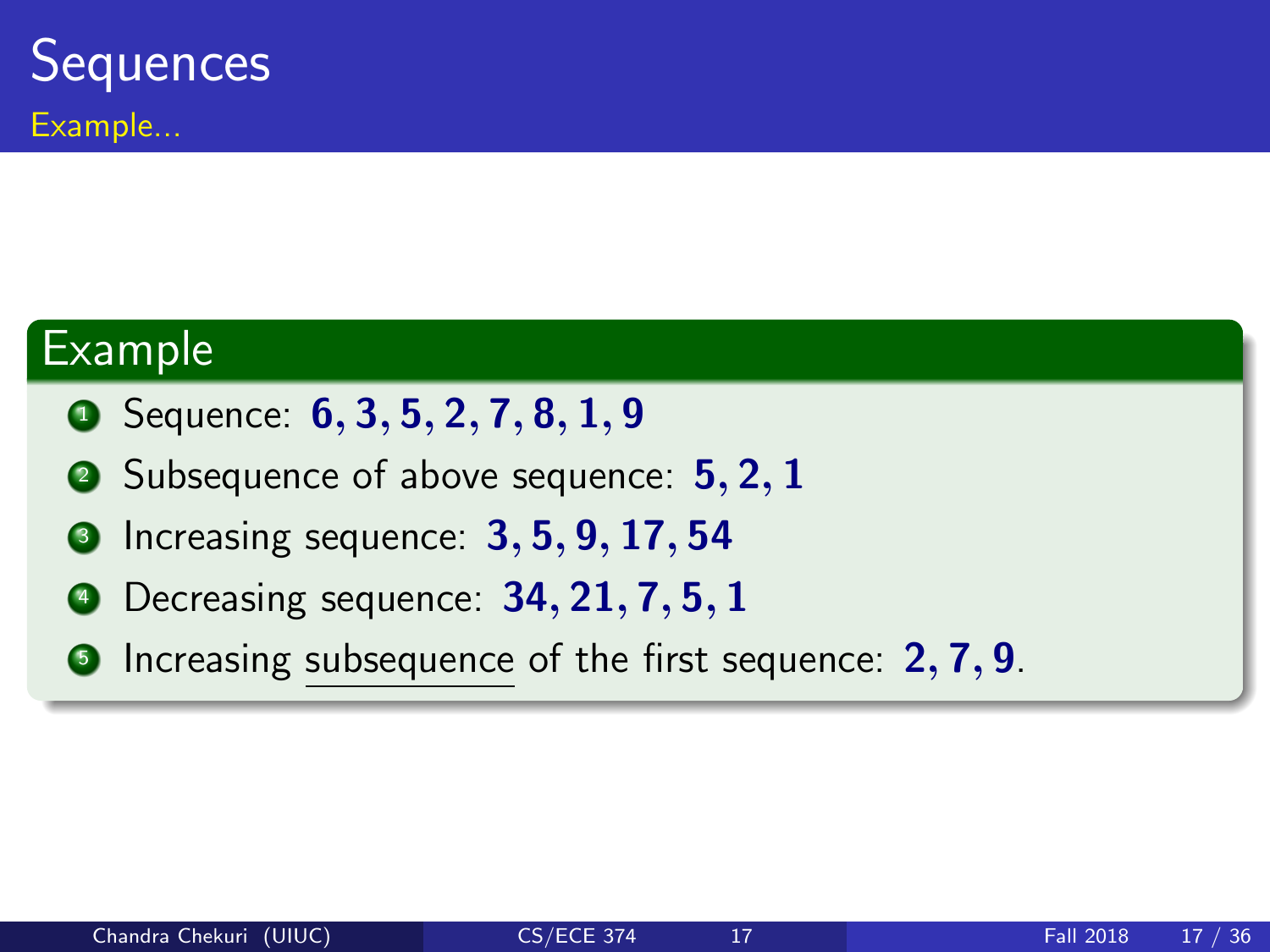# Sequences

## Example...

### Example

1. Sequence: **6, 3, 5, 2, 7, 8, 1, 9**
2. Subsequence of above sequence: **5, 2, 1**
3. Increasing sequence: **3, 5, 9, 17, 54**
4. Decreasing sequence: **34, 21, 7, 5, 1**
5. Increasing subsequence of the first sequence: **2, 7, 9**.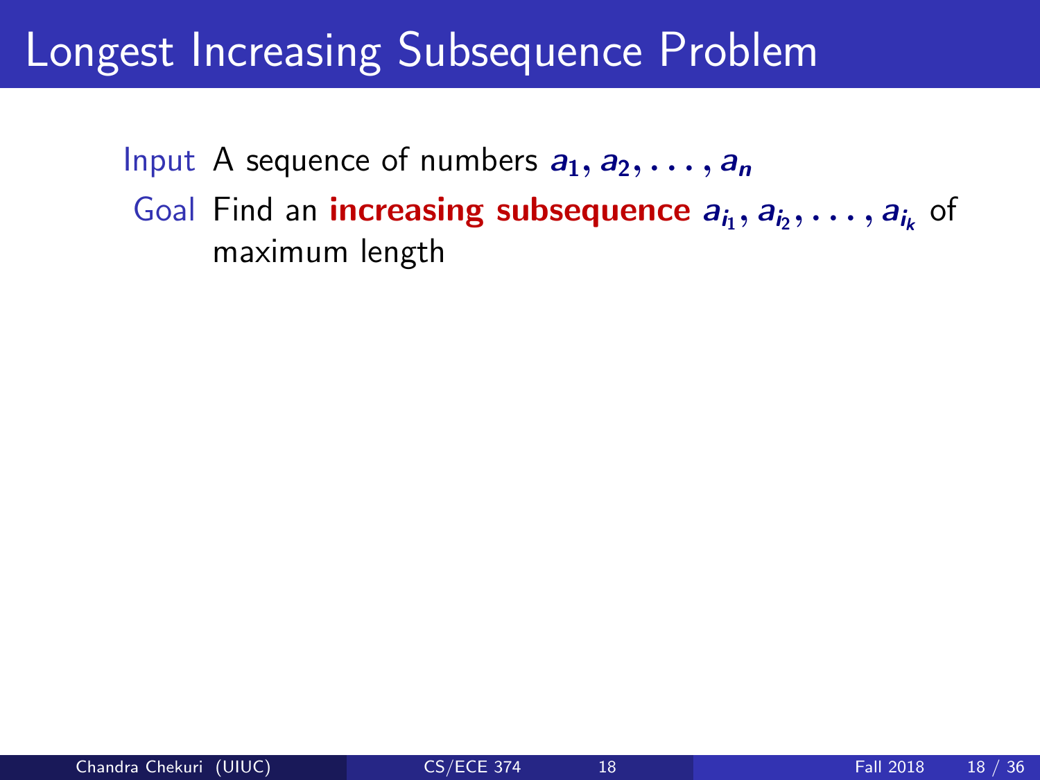# Longest Increasing Subsequence Problem

**Input** A sequence of numbers $a_1, a_2, \ldots, a_n$

**Goal** Find an **increasing subsequence** $a_{i_1}, a_{i_2}, \ldots, a_{i_k}$ of maximum length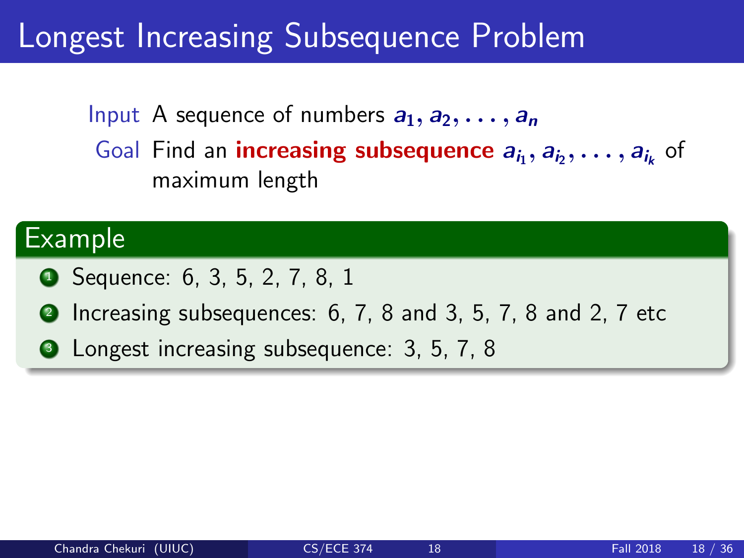# Longest Increasing Subsequence Problem

Input A sequence of numbers $a_1, a_2, \ldots, a_n$

Goal Find an **increasing subsequence** $a_{i_1}, a_{i_2}, \ldots, a_{i_k}$ of maximum length

## Example

1. Sequence: 6, 3, 5, 2, 7, 8, 1
2. Increasing subsequences: 6, 7, 8 and 3, 5, 7, 8 and 2, 7 etc
3. Longest increasing subsequence: 3, 5, 7, 8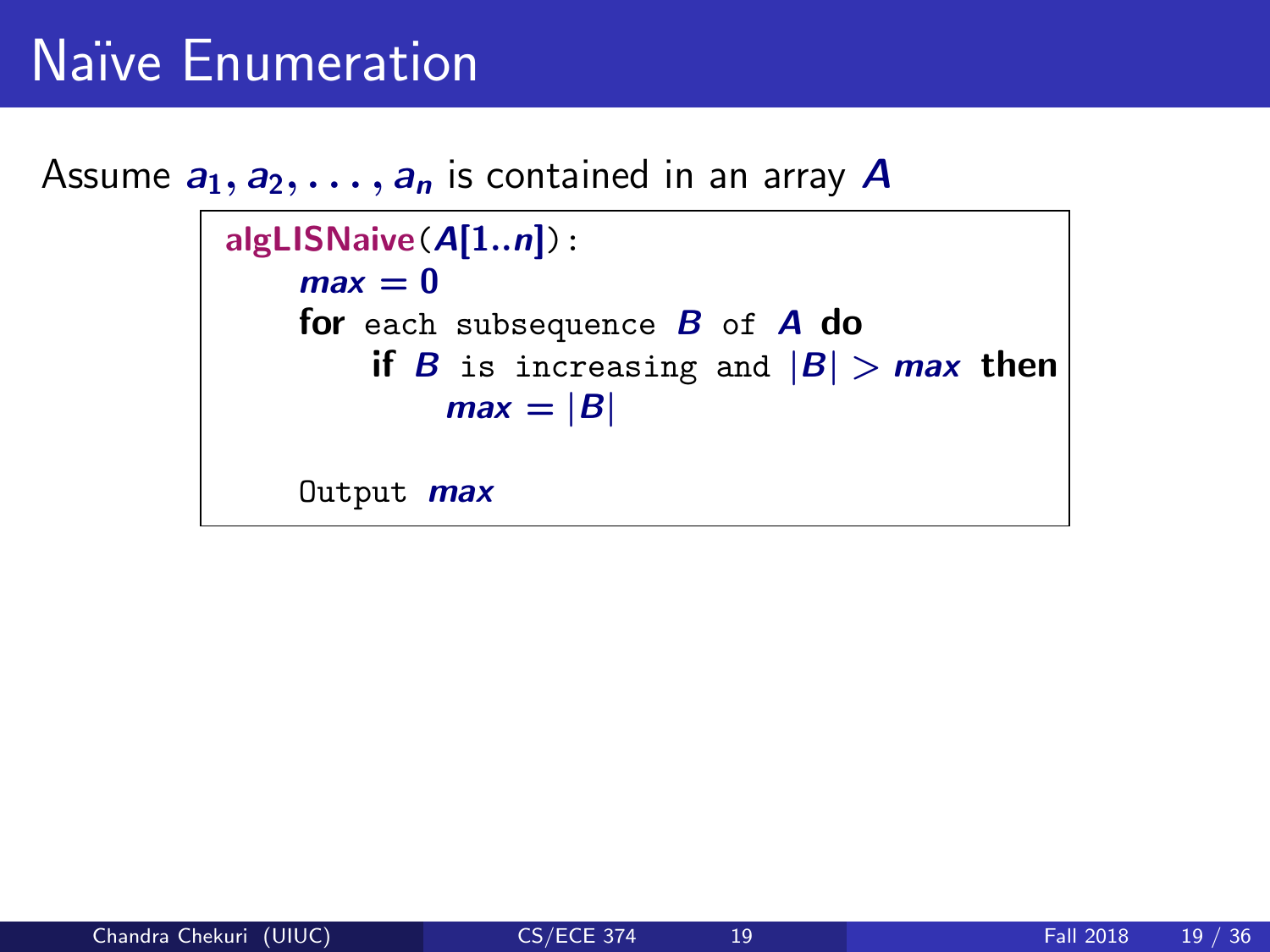# Naïve Enumeration

Assume $a_1, a_2, \ldots, a_n$ is contained in an array $A$

```
algLISNaive(A[1..n]):
    max = 0
    for each subsequence B of A do
        if B is increasing and |B| > max then
            max = |B|

    Output max
```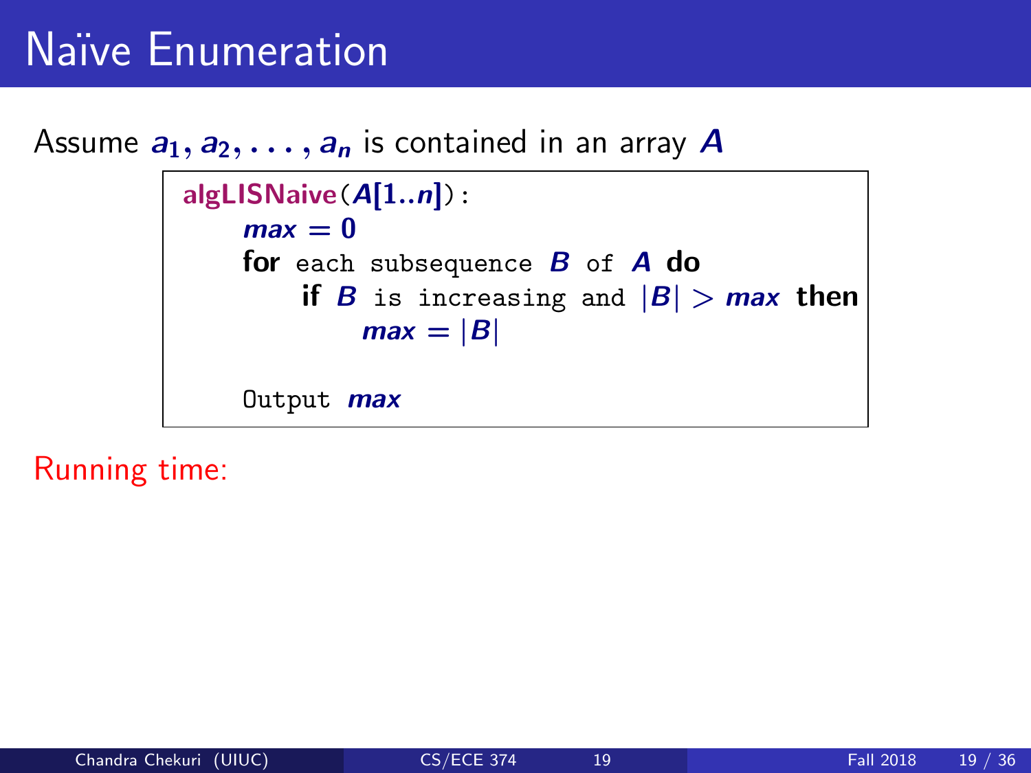# Naïve Enumeration

Assume $a_1, a_2, \ldots, a_n$ is contained in an array $A$

```
algLISNaive(A[1..n]):
    max = 0
    for each subsequence B of A do
        if B is increasing and |B| > max then
            max = |B|

    Output max
```

Running time: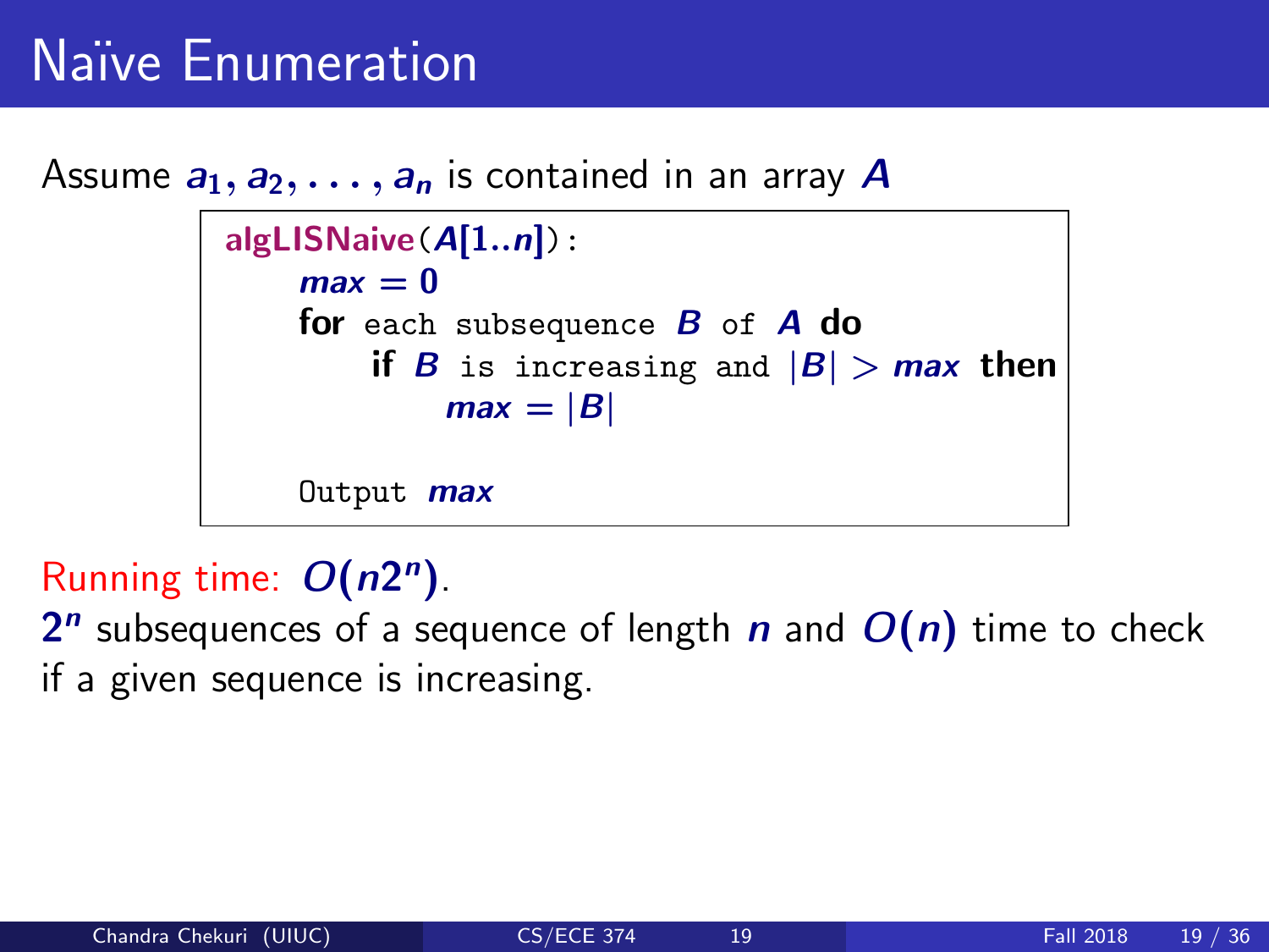# Naïve Enumeration

Assume $a_1, a_2, \ldots, a_n$ is contained in an array $A$

```
algLISNaive(A[1..n]):
    max = 0
    for each subsequence B of A do
        if B is increasing and |B| > max then
            max = |B|

    Output max
```

Running time: $O(n2^n)$.

$2^n$ subsequences of a sequence of length $n$ and $O(n)$ time to check if a given sequence is increasing.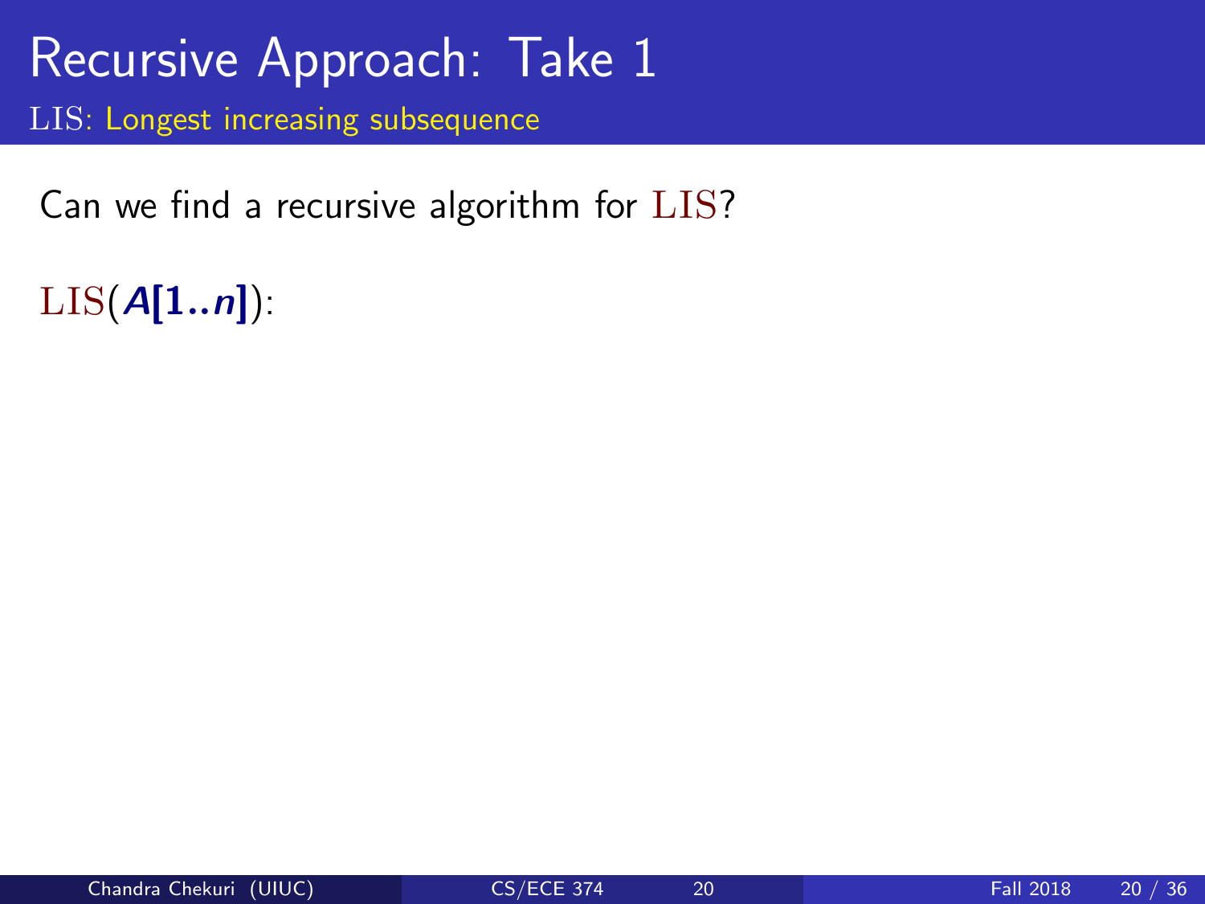# Recursive Approach: Take 1

## LIS: Longest increasing subsequence

Can we find a recursive algorithm for LIS?

LIS($A[1..n]$):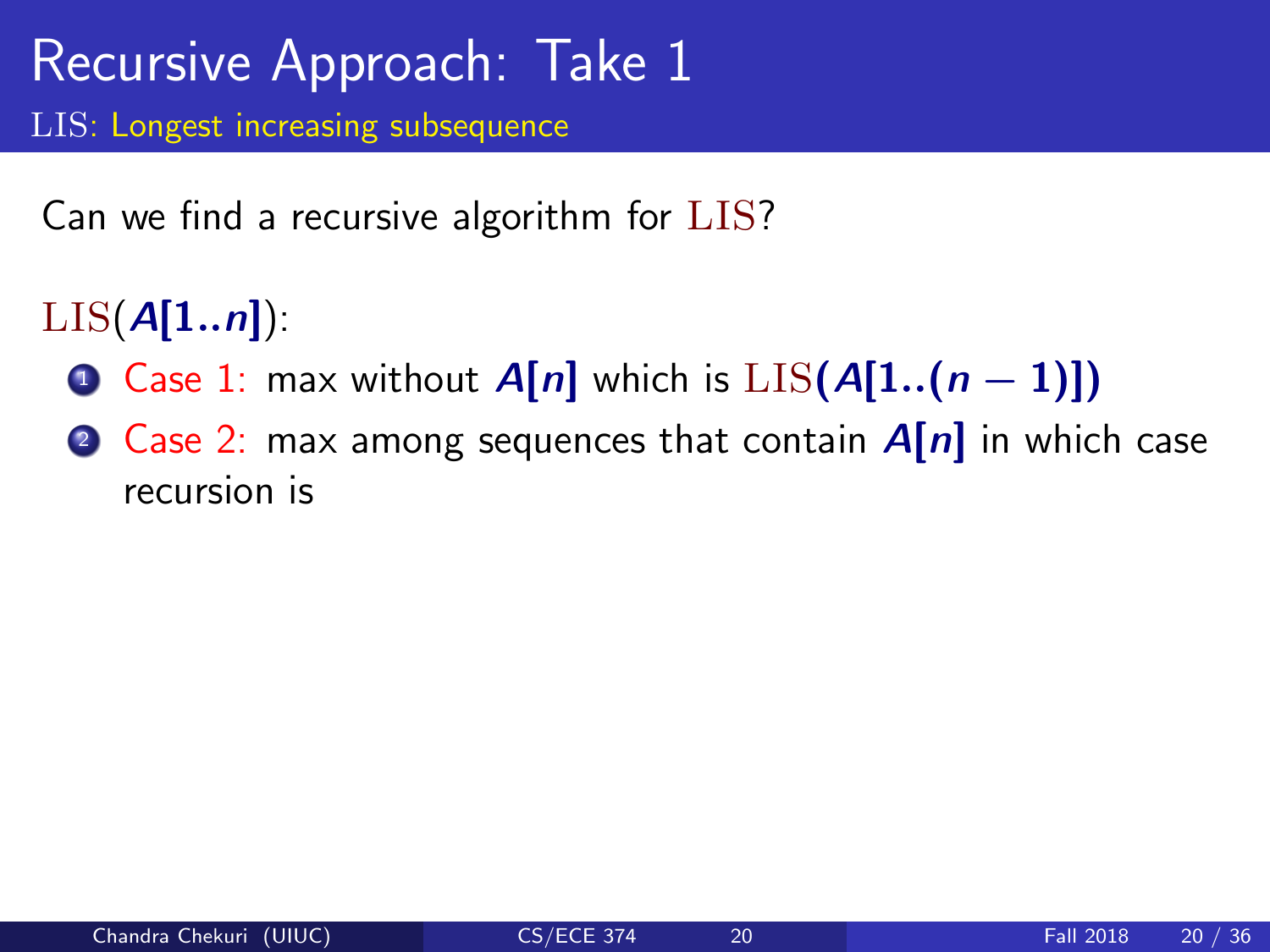# Recursive Approach: Take 1

## LIS: Longest increasing subsequence

Can we find a recursive algorithm for LIS?

LIS($A[1..n]$):

1. Case 1: max without $A[n]$ which is LIS($A[1..(n-1)]$)
2. Case 2: max among sequences that contain $A[n]$ in which case recursion is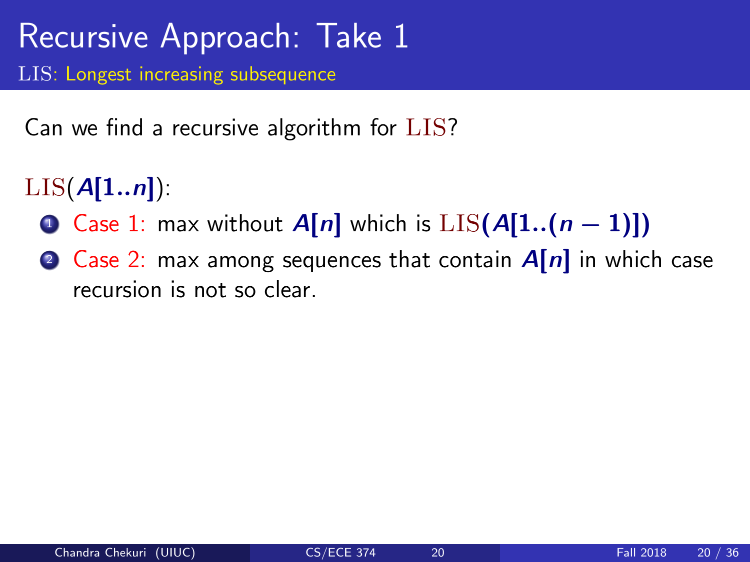# Recursive Approach: Take 1

## LIS: Longest increasing subsequence

Can we find a recursive algorithm for LIS?

LIS($A[1..n]$):

1. Case 1: max without $A[n]$ which is LIS$(A[1..(n-1)])$
2. Case 2: max among sequences that contain $A[n]$ in which case recursion is not so clear.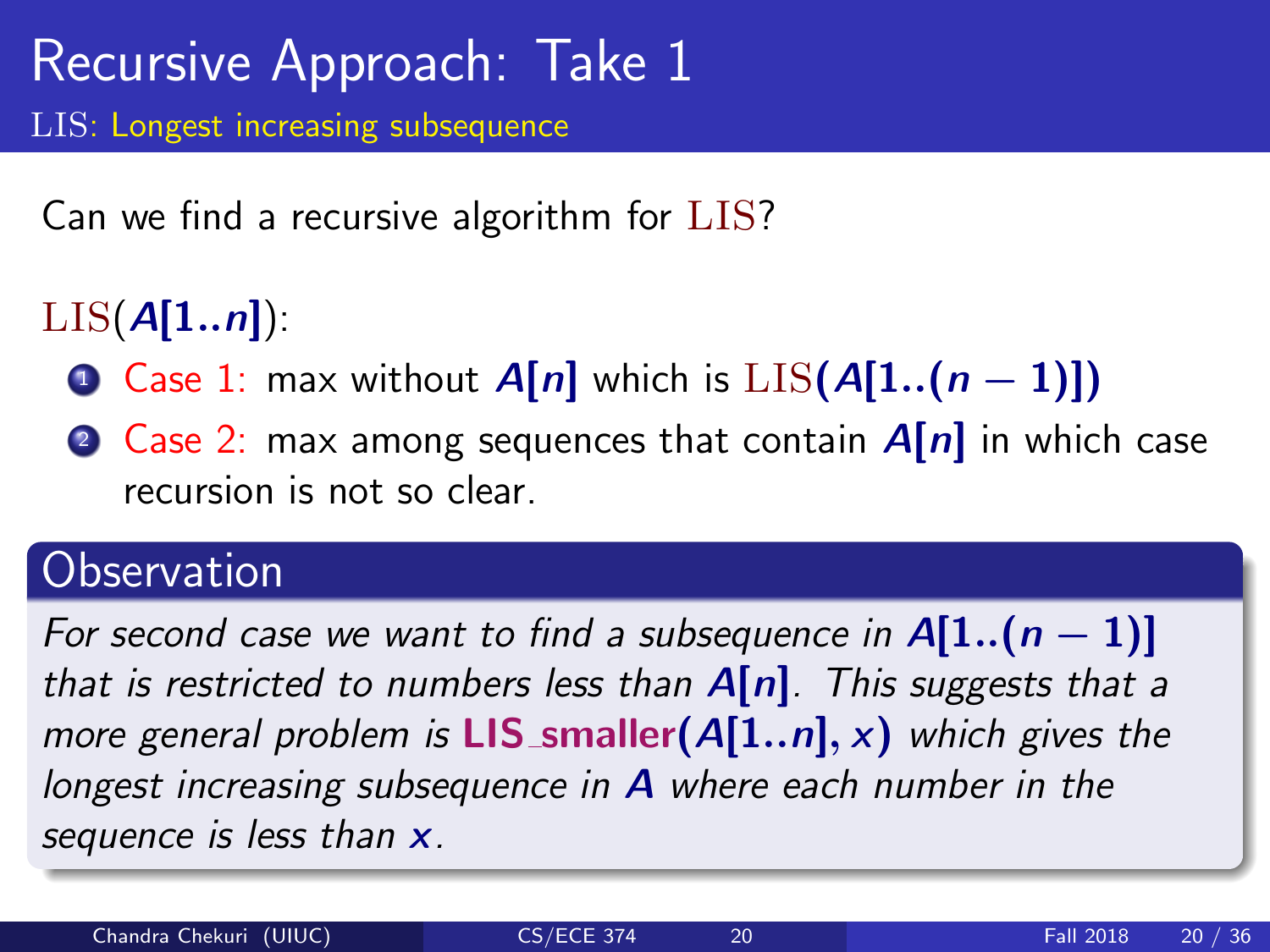# Recursive Approach: Take 1

## LIS: Longest increasing subsequence

Can we find a recursive algorithm for LIS?

LIS($A[1..n]$):

1. Case 1: max without $A[n]$ which is LIS($A[1..(n-1)]$)
2. Case 2: max among sequences that contain $A[n]$ in which case recursion is not so clear.

### Observation

*For second case we want to find a subsequence in $A[1..(n-1)]$ that is restricted to numbers less than $A[n]$. This suggests that a more general problem is* **LIS_smaller($A[1..n], x$)** *which gives the longest increasing subsequence in $A$ where each number in the sequence is less than $x$.*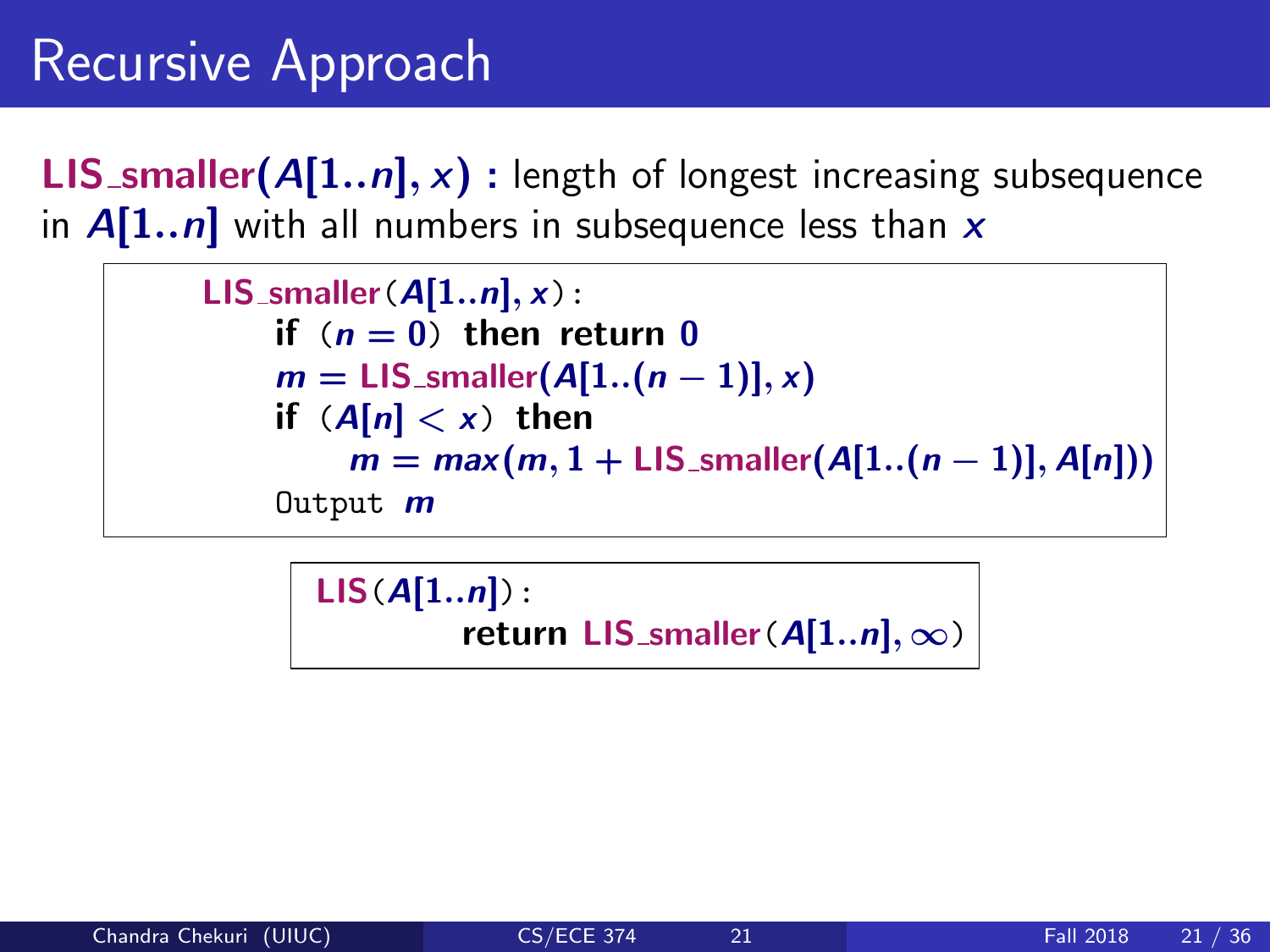# Recursive Approach

**LIS_smaller($A[1..n], x$) :** length of longest increasing subsequence in $A[1..n]$ with all numbers in subsequence less than $x$

```
LIS_smaller(A[1..n], x):
    if (n = 0) then return 0
    m = LIS_smaller(A[1..(n − 1)], x)
    if (A[n] < x) then
        m = max(m, 1 + LIS_smaller(A[1..(n − 1)], A[n]))
    Output m
```

```
LIS(A[1..n]):
        return LIS_smaller(A[1..n], ∞)
```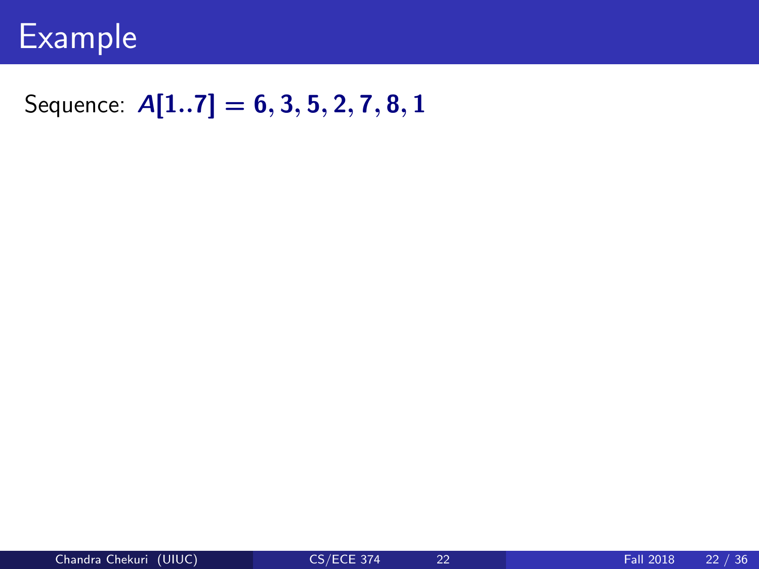# Example

Sequence: $A[1..7] = 6, 3, 5, 2, 7, 8, 1$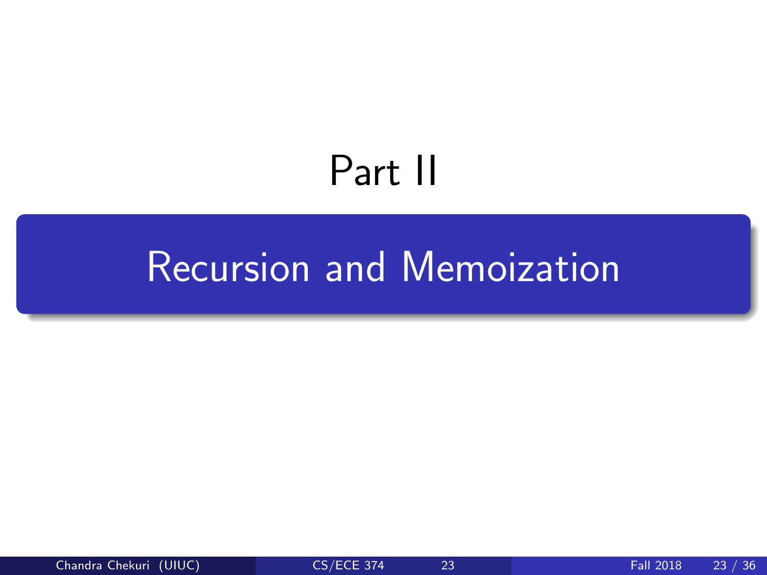# Part II

## Recursion and Memoization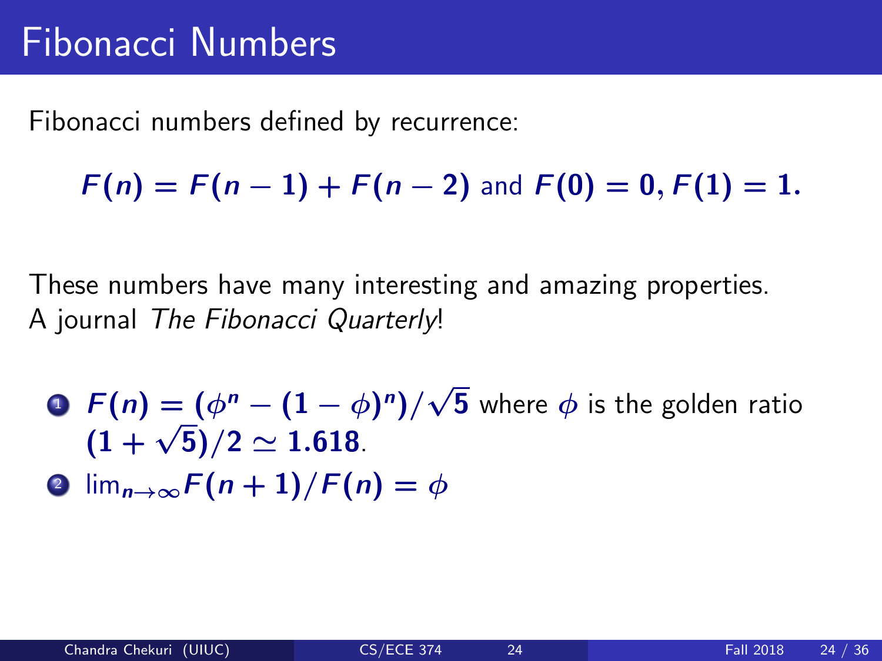# Fibonacci Numbers

Fibonacci numbers defined by recurrence:

$$F(n) = F(n-1) + F(n-2) \text{ and } F(0) = 0, F(1) = 1.$$

These numbers have many interesting and amazing properties.
A journal *The Fibonacci Quarterly*!

1. $F(n) = (\phi^n - (1-\phi)^n)/\sqrt{5}$ where $\phi$ is the golden ratio $(1+\sqrt{5})/2 \simeq 1.618$.
2. $\lim_{n\to\infty} F(n+1)/F(n) = \phi$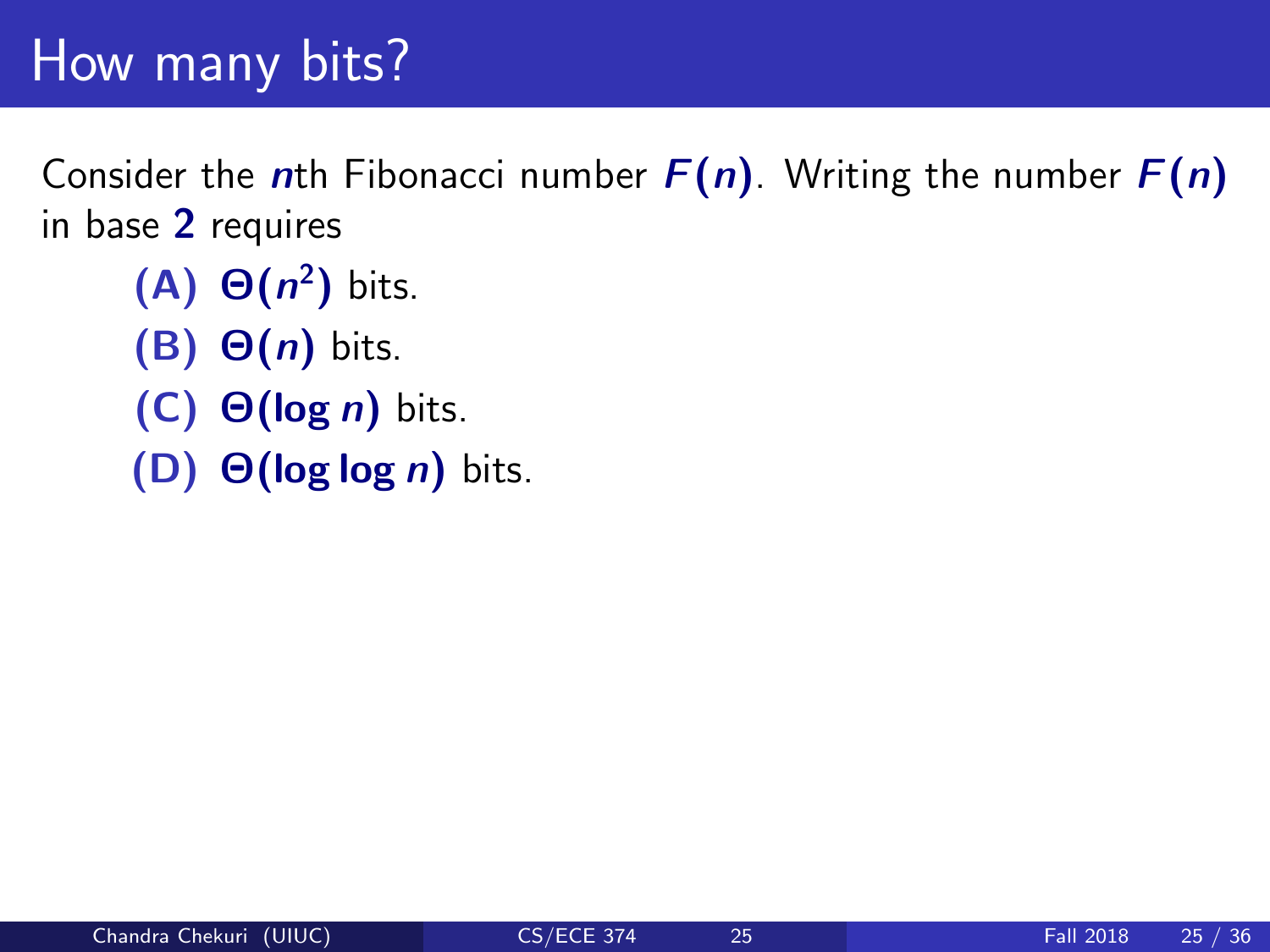# How many bits?

Consider the $n$th Fibonacci number $F(n)$. Writing the number $F(n)$ in base $2$ requires

- **(A)** $\Theta(n^2)$ bits.
- **(B)** $\Theta(n)$ bits.
- **(C)** $\Theta(\log n)$ bits.
- **(D)** $\Theta(\log \log n)$ bits.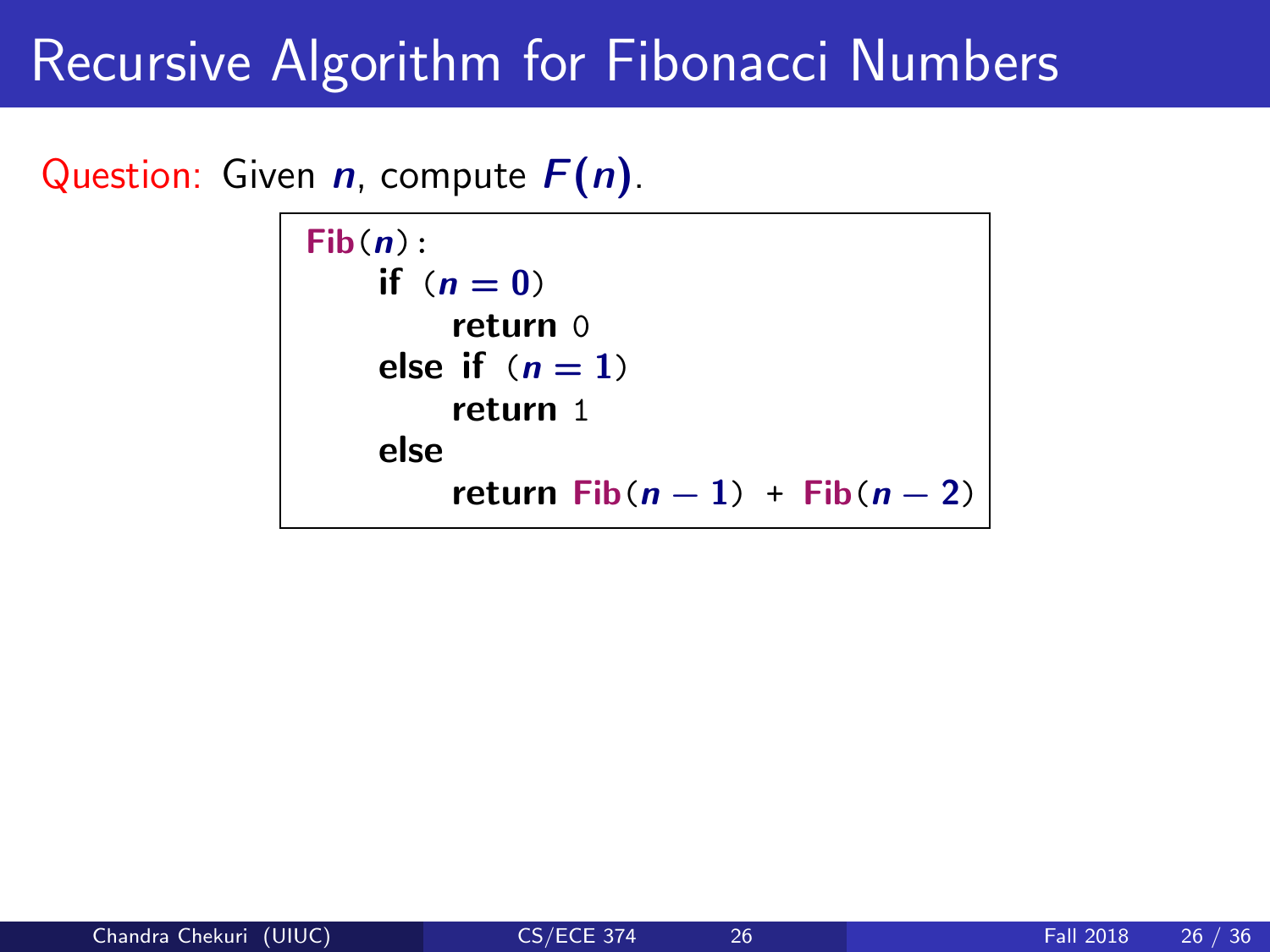# Recursive Algorithm for Fibonacci Numbers

Question: Given $n$, compute $F(n)$.

```
Fib(n):
    if (n = 0)
        return 0
    else if (n = 1)
        return 1
    else
        return Fib(n − 1) + Fib(n − 2)
```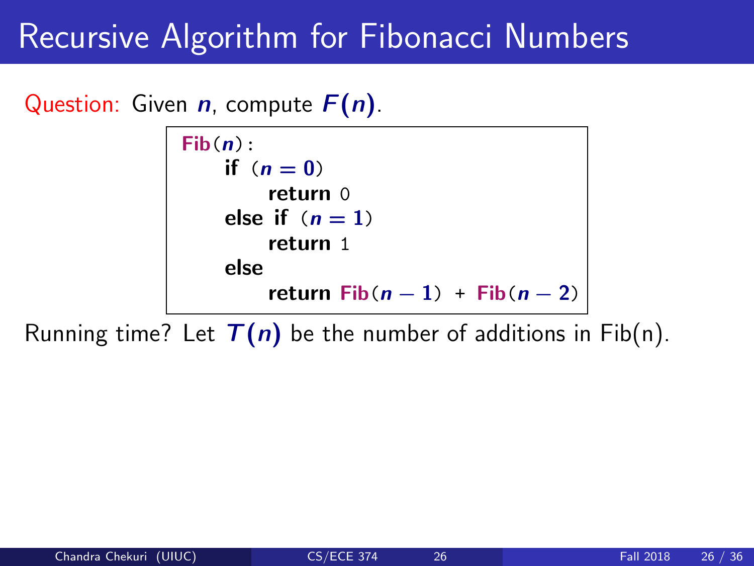# Recursive Algorithm for Fibonacci Numbers

Question: Given $n$, compute $F(n)$.

```
Fib(n):
    if (n = 0)
        return 0
    else if (n = 1)
        return 1
    else
        return Fib(n − 1) + Fib(n − 2)
```

Running time? Let $T(n)$ be the number of additions in Fib(n).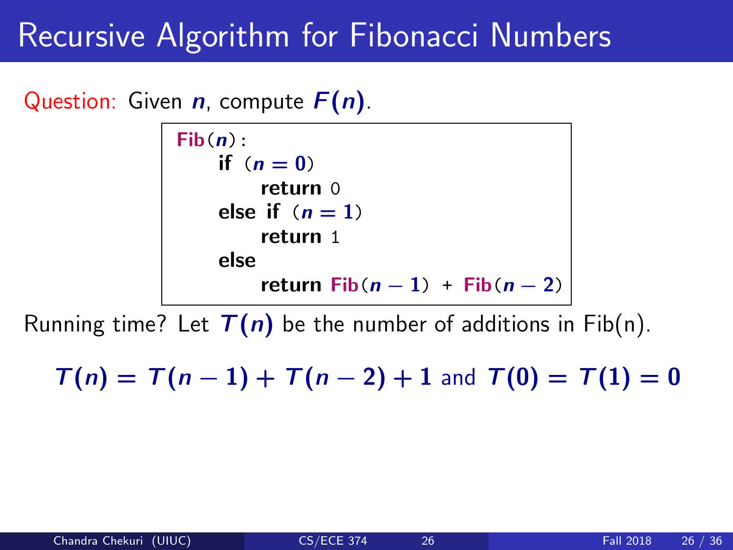# Recursive Algorithm for Fibonacci Numbers

Question: Given $n$, compute $F(n)$.

```
Fib(n):
    if (n = 0)
        return 0
    else if (n = 1)
        return 1
    else
        return Fib(n − 1) + Fib(n − 2)
```

Running time? Let $T(n)$ be the number of additions in Fib(n).

$$T(n) = T(n-1) + T(n-2) + 1 \text{ and } T(0) = T(1) = 0$$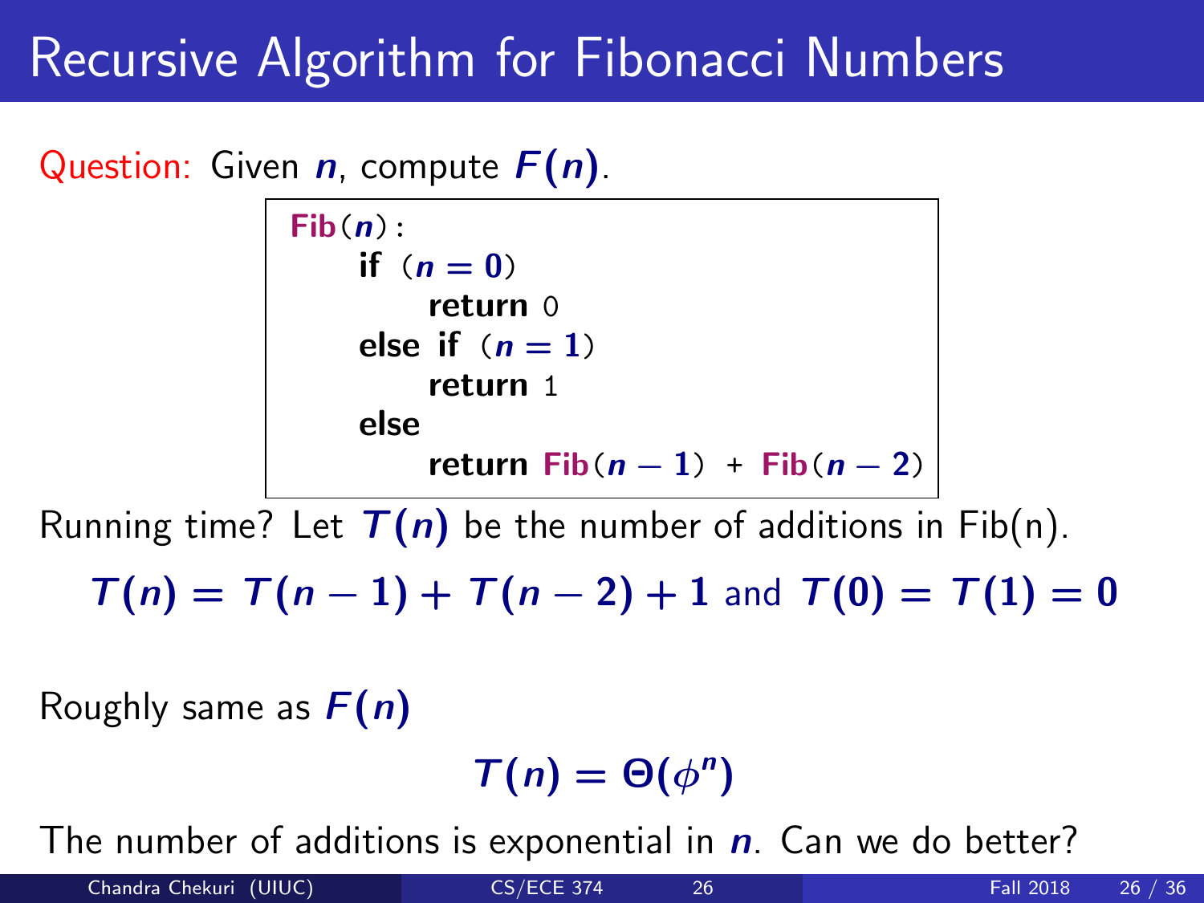# Recursive Algorithm for Fibonacci Numbers

Question: Given $n$, compute $F(n)$.

```
Fib(n):
    if (n = 0)
        return 0
    else if (n = 1)
        return 1
    else
        return Fib(n − 1) + Fib(n − 2)
```

Running time? Let $T(n)$ be the number of additions in Fib(n).

$$T(n) = T(n-1) + T(n-2) + 1 \text{ and } T(0) = T(1) = 0$$

Roughly same as $F(n)$

$$T(n) = \Theta(\phi^n)$$

The number of additions is exponential in $n$. Can we do better?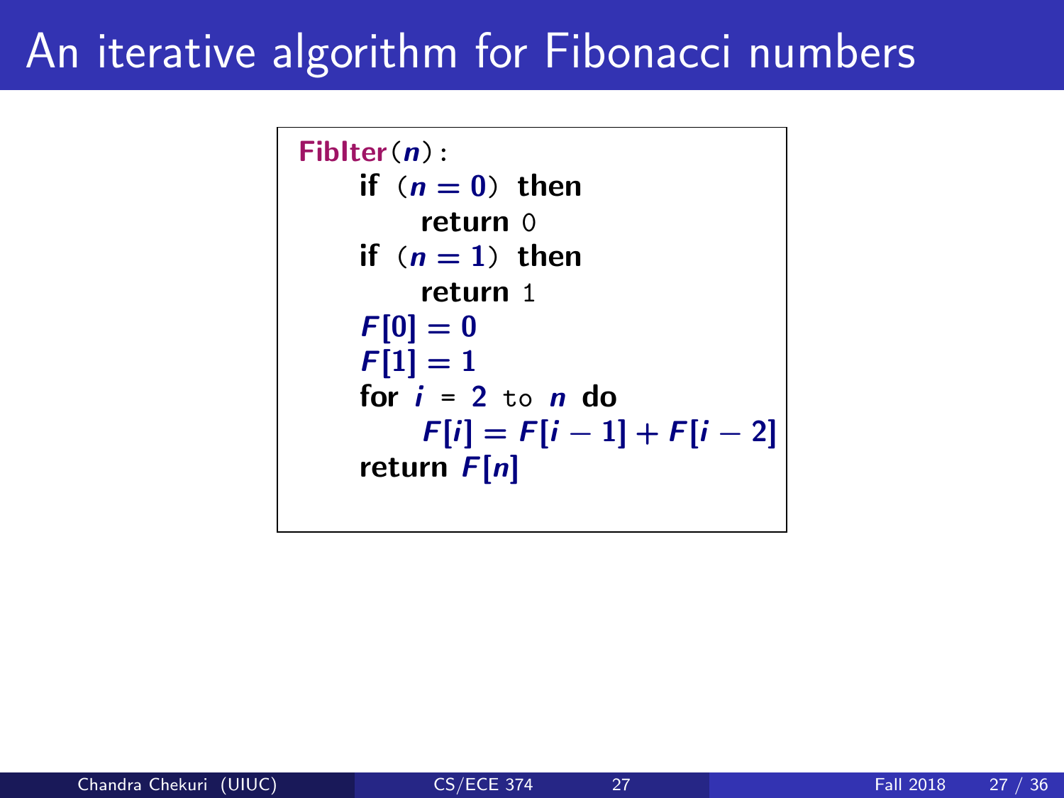# An iterative algorithm for Fibonacci numbers

```
FibIter(n):
    if (n = 0) then
        return 0
    if (n = 1) then
        return 1
    F[0] = 0
    F[1] = 1
    for i = 2 to n do
        F[i] = F[i − 1] + F[i − 2]
    return F[n]
```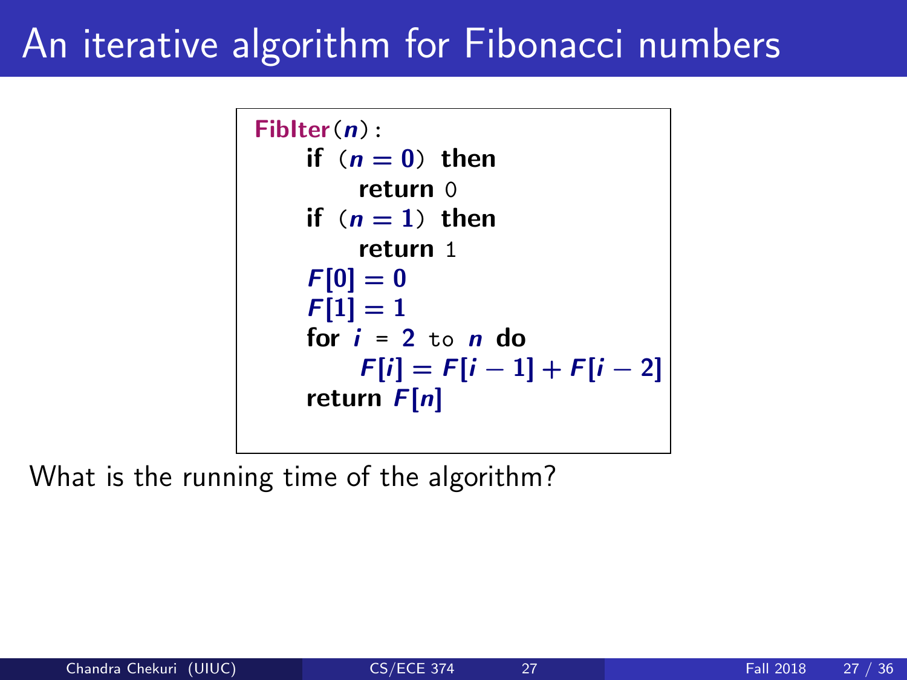# An iterative algorithm for Fibonacci numbers

```
FibIter(n):
    if (n = 0) then
        return 0
    if (n = 1) then
        return 1
    F[0] = 0
    F[1] = 1
    for i = 2 to n do
        F[i] = F[i − 1] + F[i − 2]
    return F[n]
```

What is the running time of the algorithm?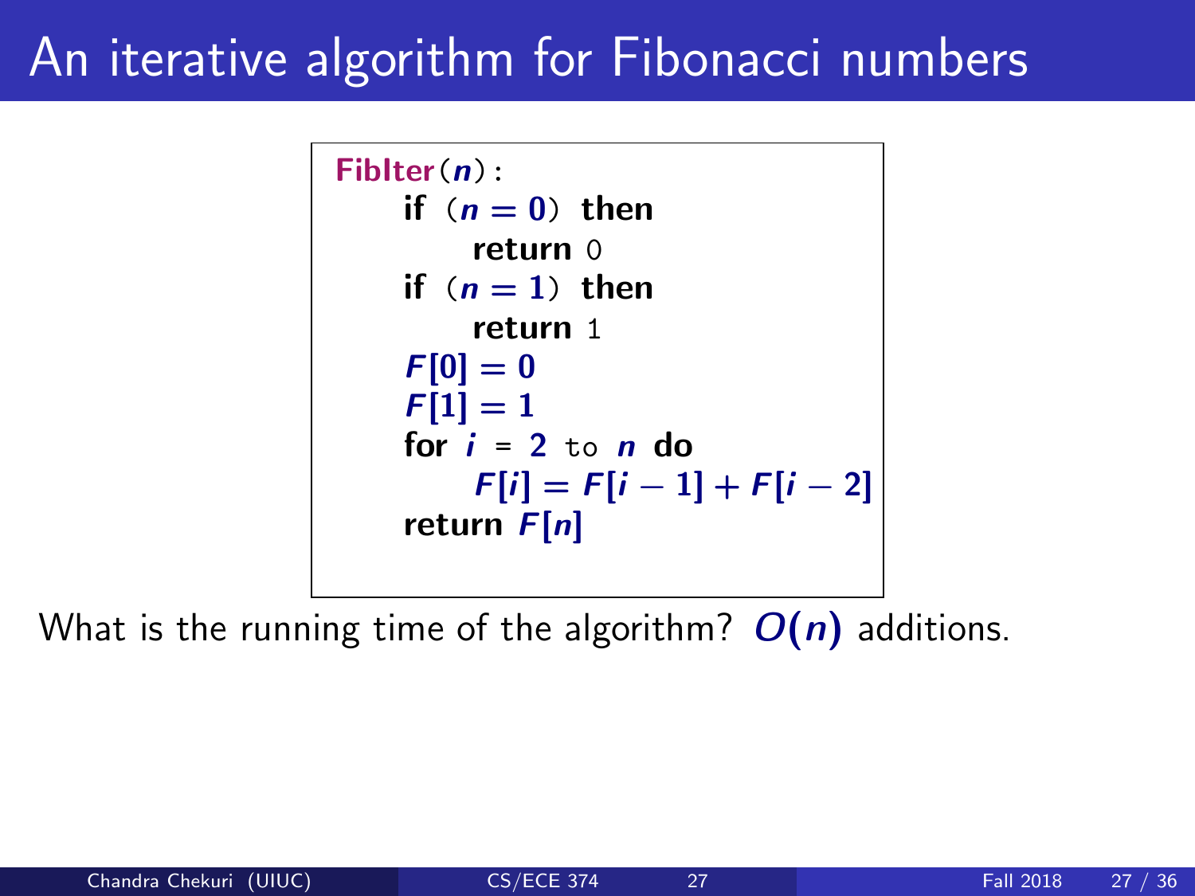# An iterative algorithm for Fibonacci numbers

```
FibIter(n):
    if (n = 0) then
        return 0
    if (n = 1) then
        return 1
    F[0] = 0
    F[1] = 1
    for i = 2 to n do
        F[i] = F[i − 1] + F[i − 2]
    return F[n]
```

What is the running time of the algorithm? $O(n)$ additions.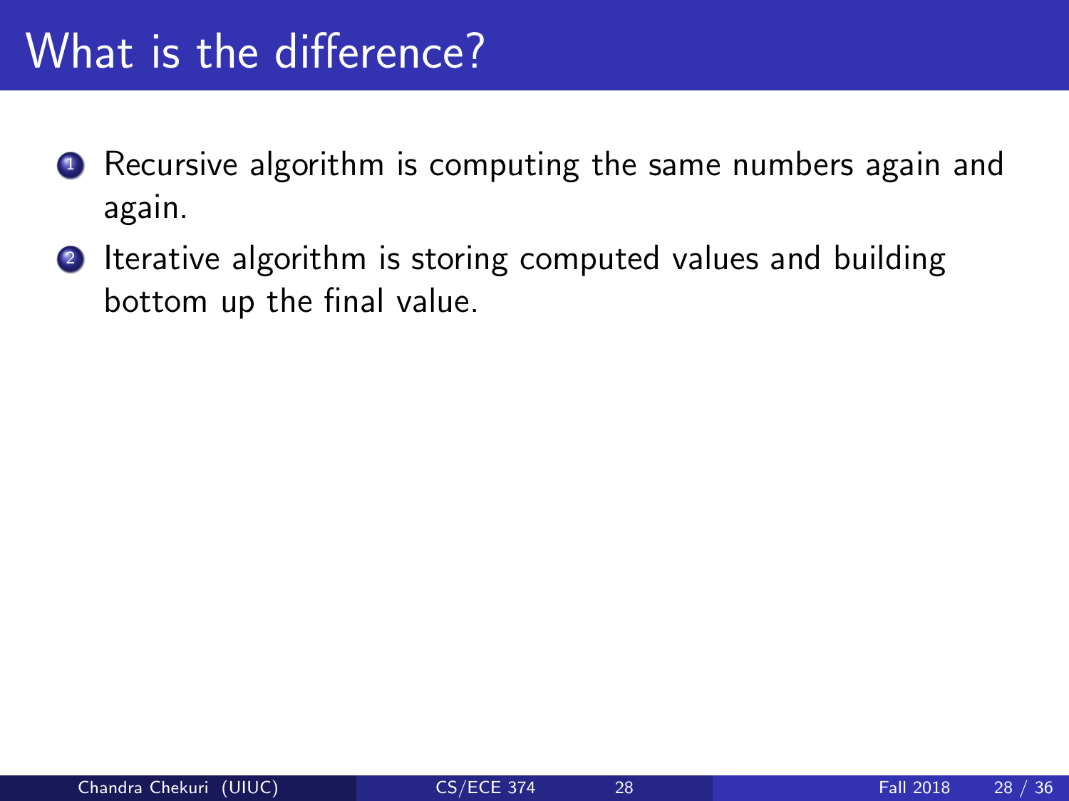# What is the difference?

1. Recursive algorithm is computing the same numbers again and again.
2. Iterative algorithm is storing computed values and building bottom up the final value.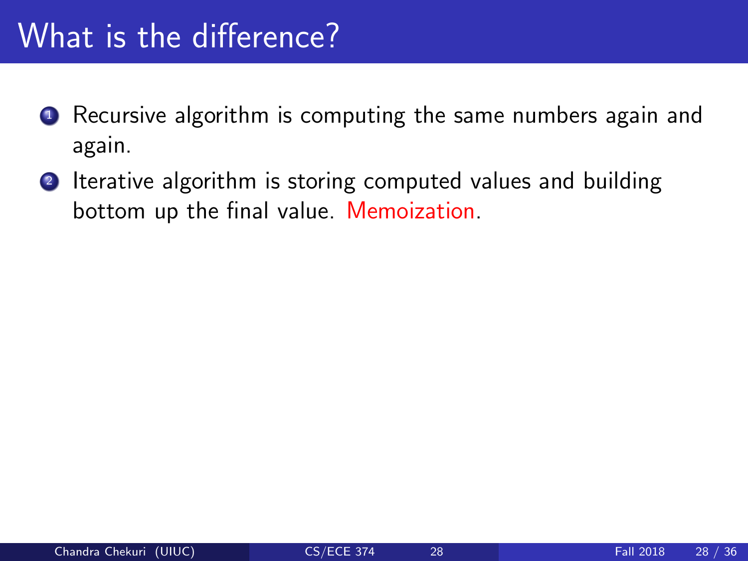# What is the difference?

1. Recursive algorithm is computing the same numbers again and again.
2. Iterative algorithm is storing computed values and building bottom up the final value. Memoization.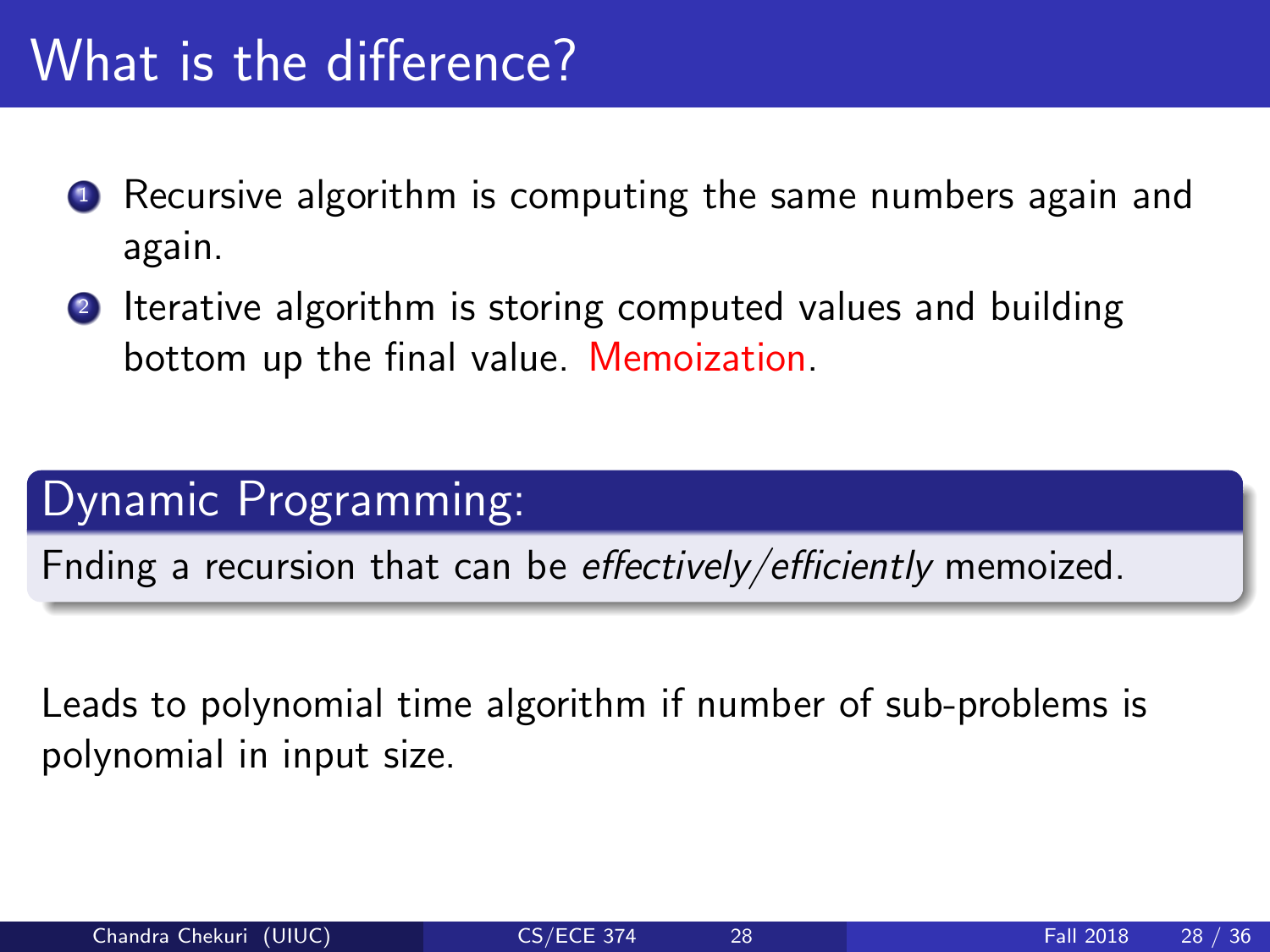# What is the difference?

1. Recursive algorithm is computing the same numbers again and again.
2. Iterative algorithm is storing computed values and building bottom up the final value. Memoization.

## Dynamic Programming:

Fnding a recursion that can be *effectively/efficiently* memoized.

Leads to polynomial time algorithm if number of sub-problems is polynomial in input size.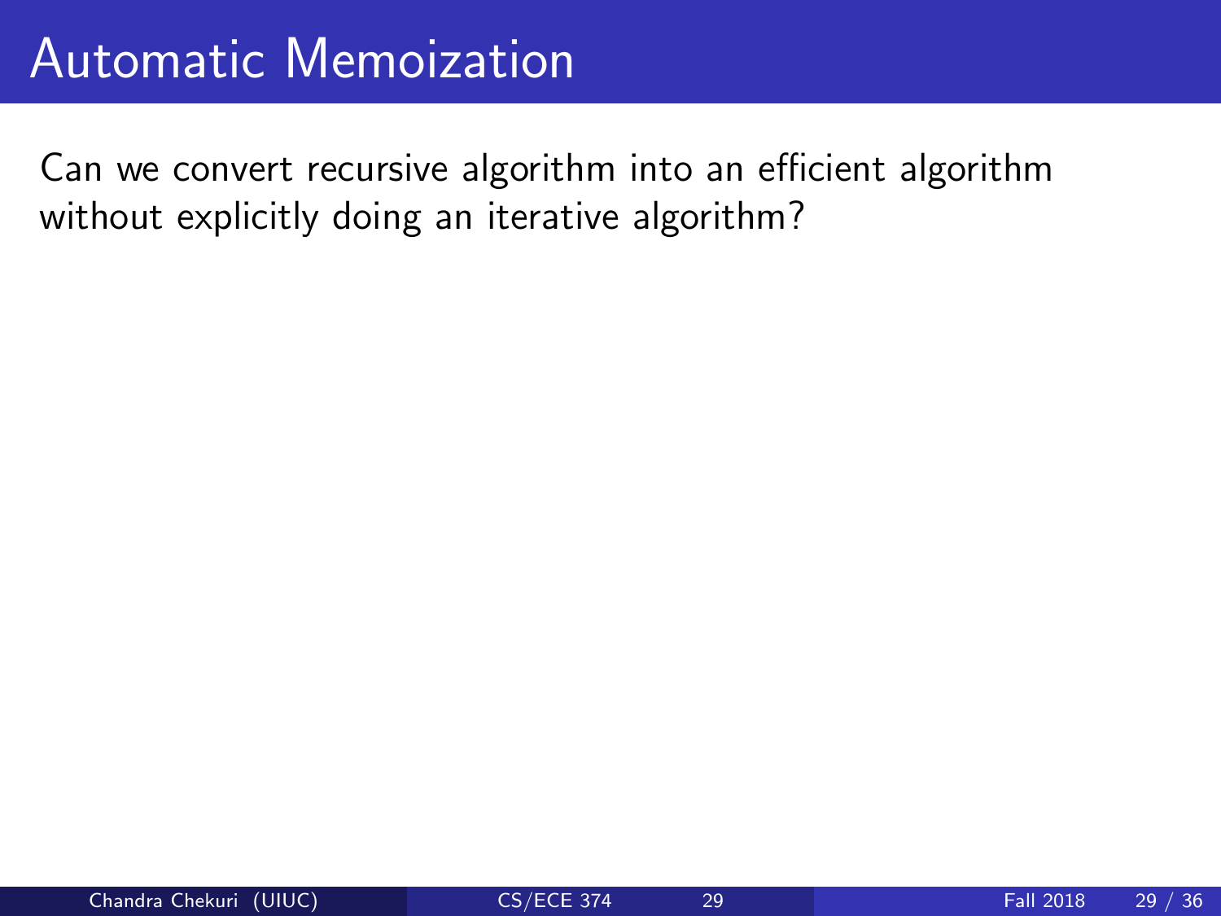# Automatic Memoization

Can we convert recursive algorithm into an efficient algorithm without explicitly doing an iterative algorithm?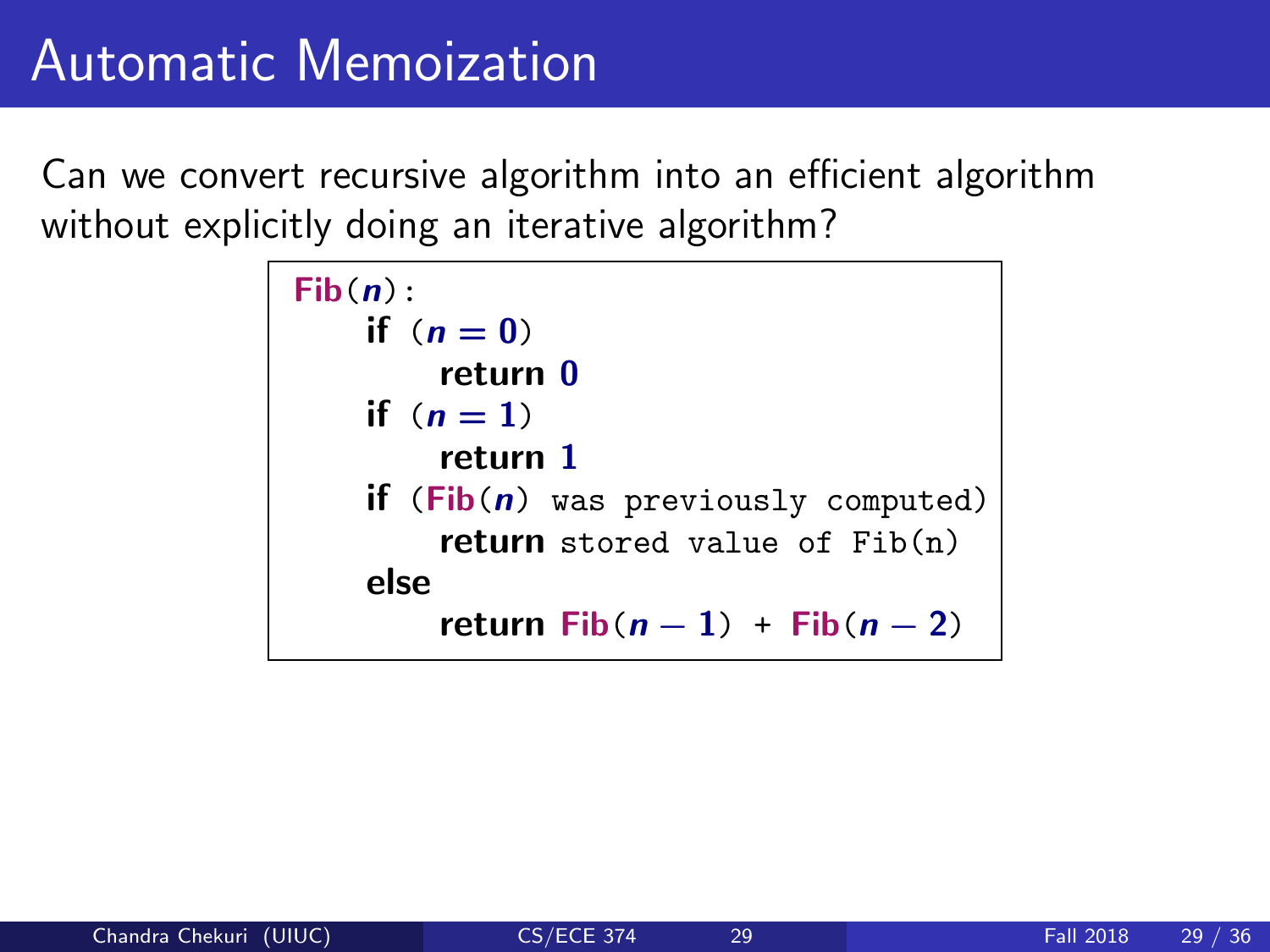# Automatic Memoization

Can we convert recursive algorithm into an efficient algorithm without explicitly doing an iterative algorithm?

```
Fib(n):
    if (n = 0)
        return 0
    if (n = 1)
        return 1
    if (Fib(n) was previously computed)
        return stored value of Fib(n)
    else
        return Fib(n − 1) + Fib(n − 2)
```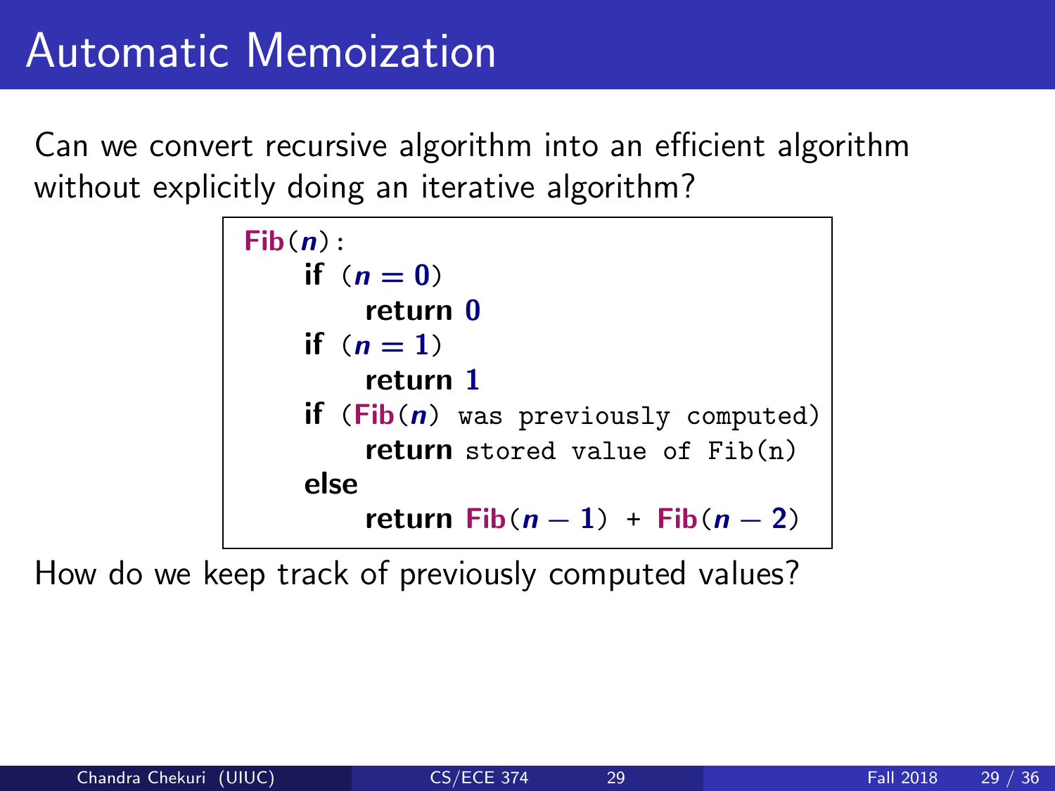# Automatic Memoization

Can we convert recursive algorithm into an efficient algorithm without explicitly doing an iterative algorithm?

```
Fib(n):
    if (n = 0)
        return 0
    if (n = 1)
        return 1
    if (Fib(n) was previously computed)
        return stored value of Fib(n)
    else
        return Fib(n − 1) + Fib(n − 2)
```

How do we keep track of previously computed values?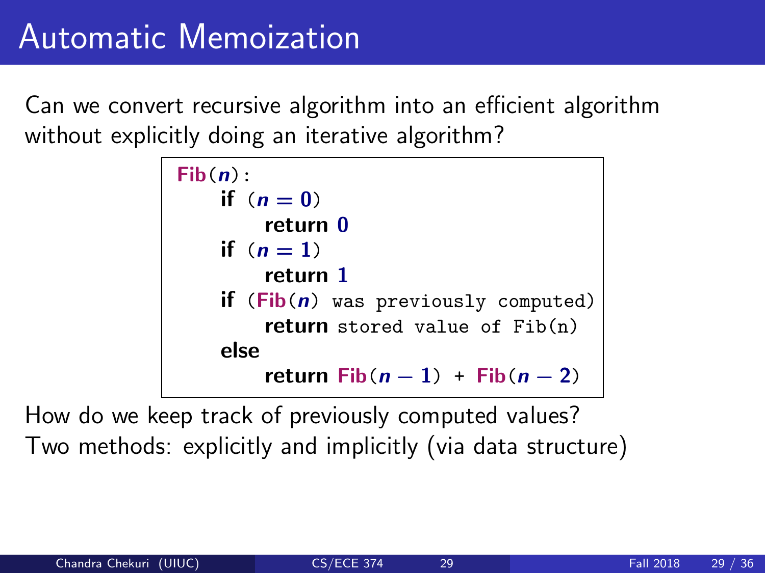# Automatic Memoization

Can we convert recursive algorithm into an efficient algorithm without explicitly doing an iterative algorithm?

```
Fib(n):
    if (n = 0)
        return 0
    if (n = 1)
        return 1
    if (Fib(n) was previously computed)
        return stored value of Fib(n)
    else
        return Fib(n − 1) + Fib(n − 2)
```

How do we keep track of previously computed values?

Two methods: explicitly and implicitly (via data structure)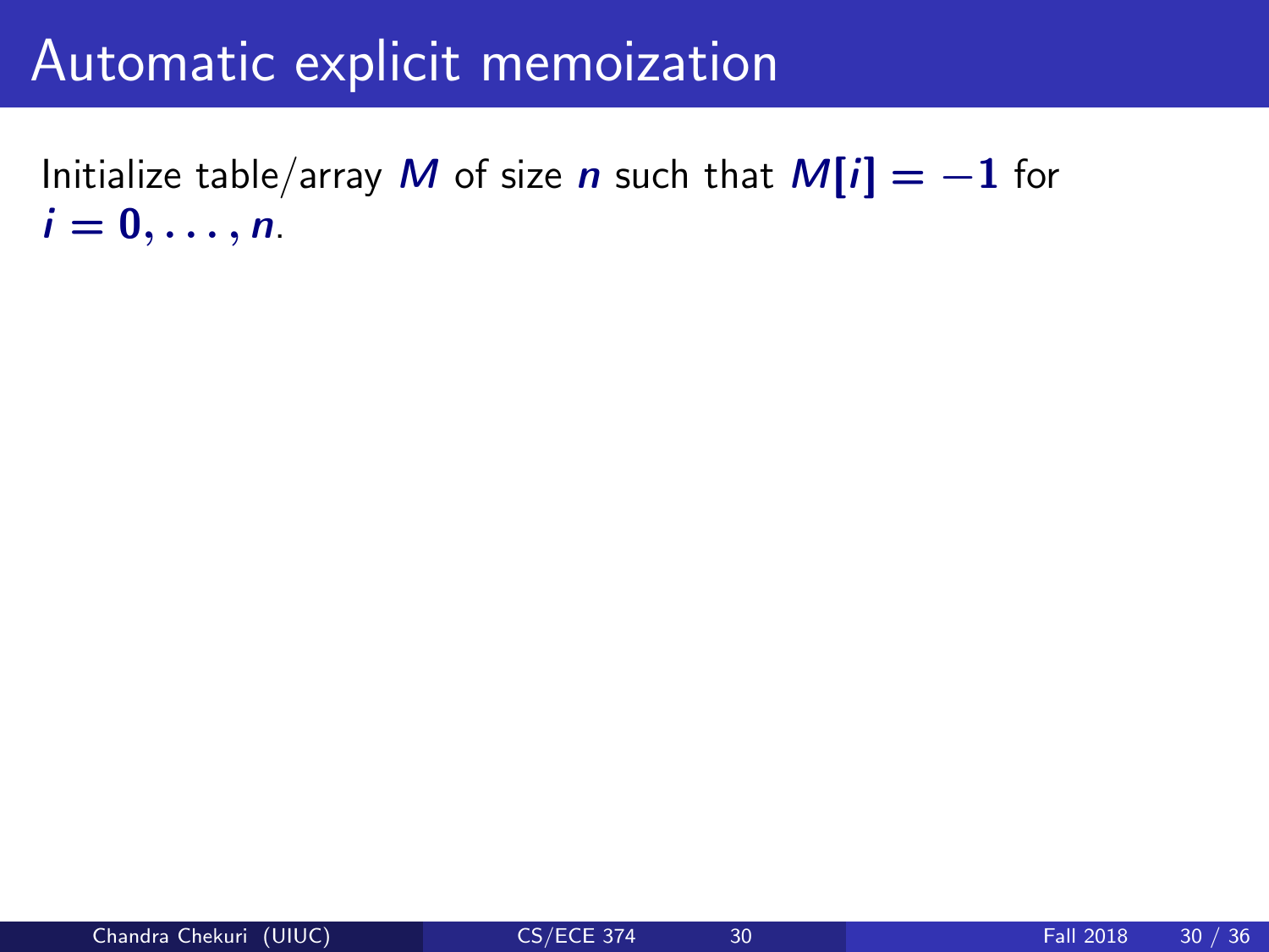# Automatic explicit memoization

Initialize table/array $M$ of size $n$ such that $M[i] = -1$ for $i = 0, \ldots, n$.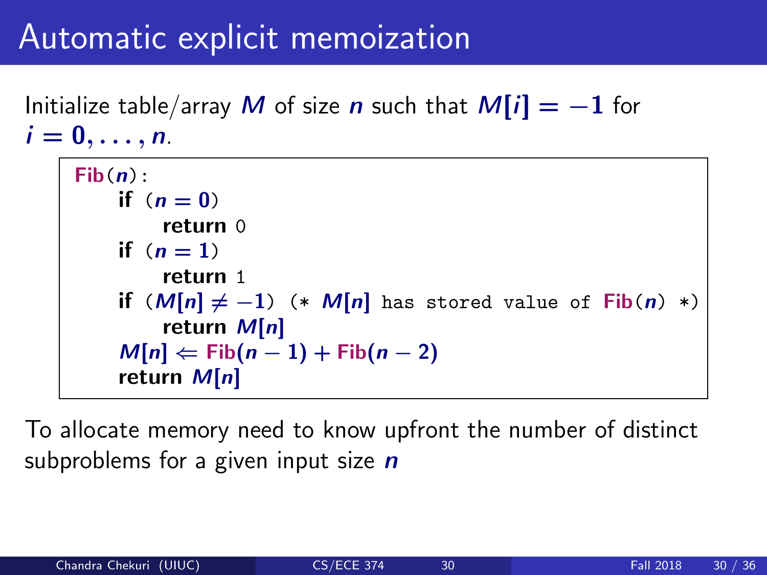# Automatic explicit memoization

Initialize table/array $M$ of size $n$ such that $M[i] = -1$ for $i = 0, \ldots, n$.

```
Fib(n):
    if (n = 0)
        return 0
    if (n = 1)
        return 1
    if (M[n] ≠ −1) (* M[n] has stored value of Fib(n) *)
        return M[n]
    M[n] ⇐ Fib(n − 1) + Fib(n − 2)
    return M[n]
```

To allocate memory need to know upfront the number of distinct subproblems for a given input size $n$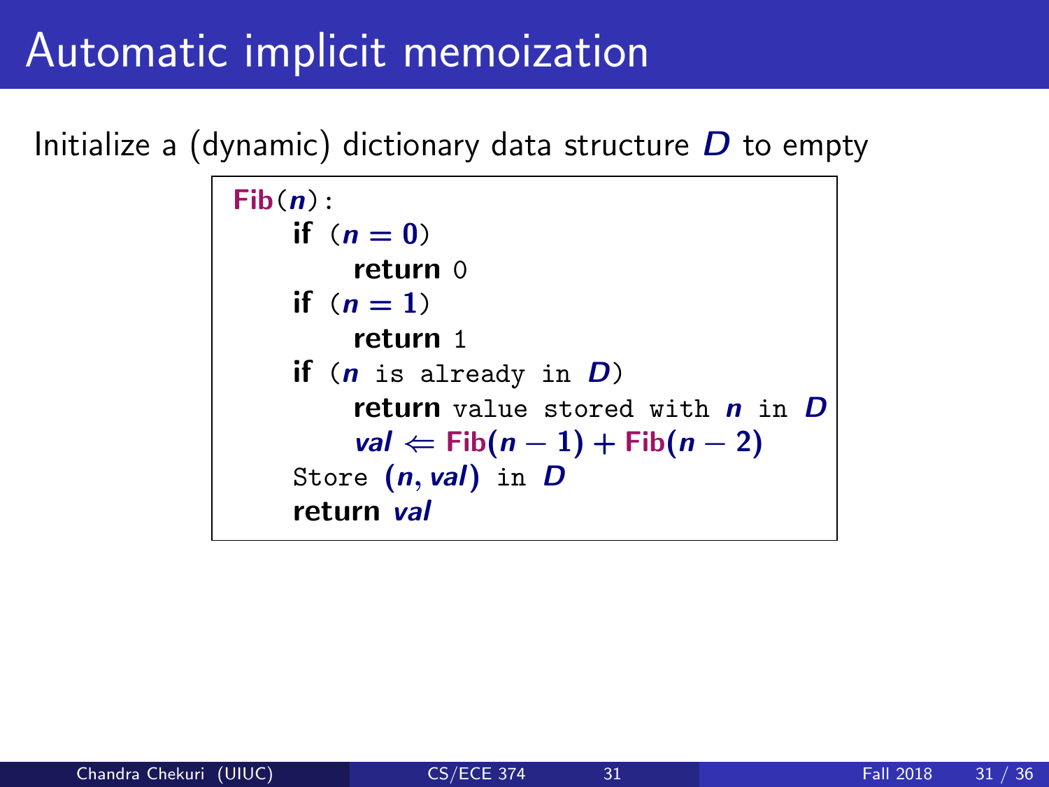# Automatic implicit memoization

Initialize a (dynamic) dictionary data structure $D$ to empty

```
Fib(n):
    if (n = 0)
        return 0
    if (n = 1)
        return 1
    if (n is already in D)
        return value stored with n in D
        val ⇐ Fib(n − 1) + Fib(n − 2)
    Store (n, val) in D
    return val
```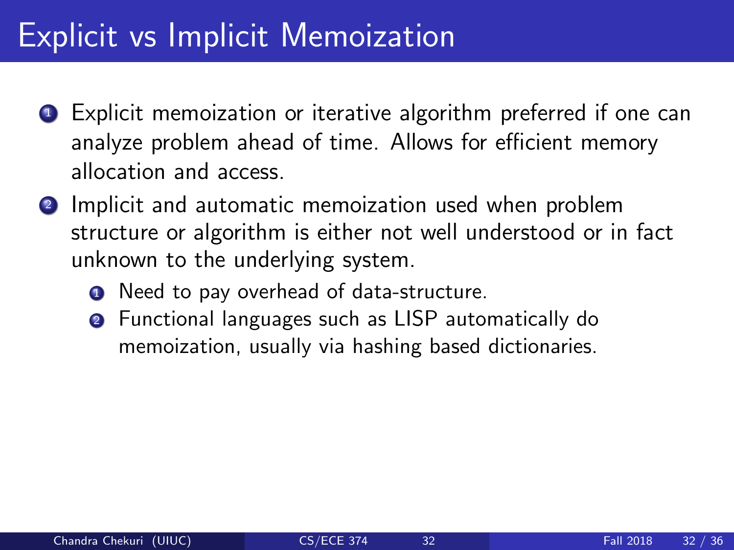# Explicit vs Implicit Memoization

1. Explicit memoization or iterative algorithm preferred if one can analyze problem ahead of time. Allows for efficient memory allocation and access.
2. Implicit and automatic memoization used when problem structure or algorithm is either not well understood or in fact unknown to the underlying system.
   1. Need to pay overhead of data-structure.
   2. Functional languages such as LISP automatically do memoization, usually via hashing based dictionaries.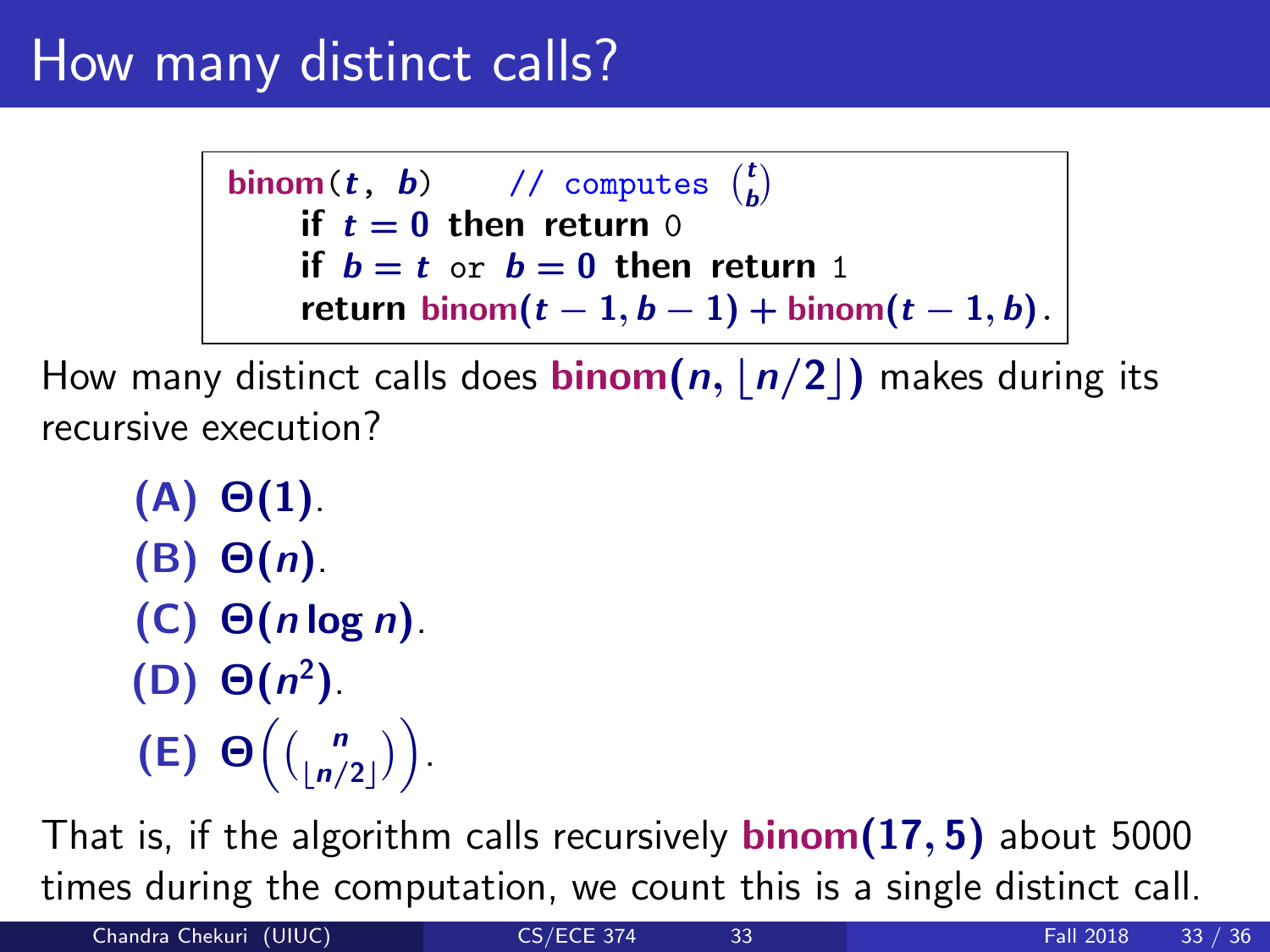# How many distinct calls?

```
binom(t, b)    // computes (t choose b)
    if t = 0 then return 0
    if b = t or b = 0 then return 1
    return binom(t − 1, b − 1) + binom(t − 1, b).
```

How many distinct calls does **binom**$(n, \lfloor n/2 \rfloor)$ makes during its recursive execution?

- **(A)** $\Theta(1)$.
- **(B)** $\Theta(n)$.
- **(C)** $\Theta(n \log n)$.
- **(D)** $\Theta(n^2)$.
- **(E)** $\Theta\left(\binom{n}{\lfloor n/2 \rfloor}\right)$.

That is, if the algorithm calls recursively **binom**$(17, 5)$ about 5000 times during the computation, we count this is a single distinct call.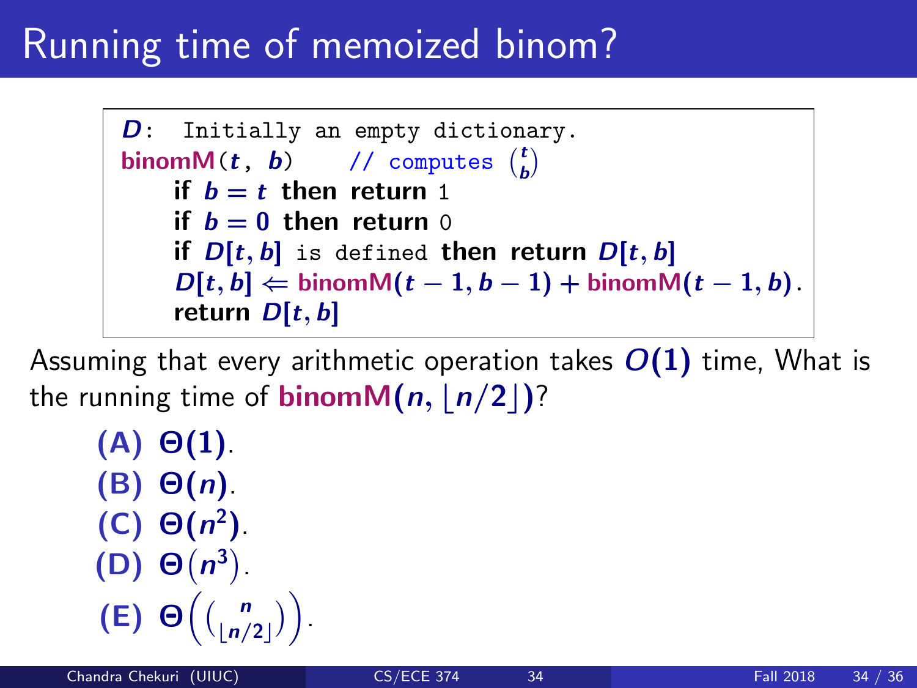# Running time of memoized binom?

```
D: Initially an empty dictionary.
binomM(t, b)    // computes (t choose b)
    if b = t then return 1
    if b = 0 then return 0
    if D[t, b] is defined then return D[t, b]
    D[t, b] ⇐ binomM(t − 1, b − 1) + binomM(t − 1, b).
    return D[t, b]
```

Assuming that every arithmetic operation takes $O(1)$ time, What is the running time of **binomM**$(n, \lfloor n/2 \rfloor)$?

**(A)** $\Theta(1)$.

**(B)** $\Theta(n)$.

**(C)** $\Theta(n^2)$.

**(D)** $\Theta\left(n^3\right)$.

**(E)** $\Theta\left(\binom{n}{\lfloor n/2 \rfloor}\right)$.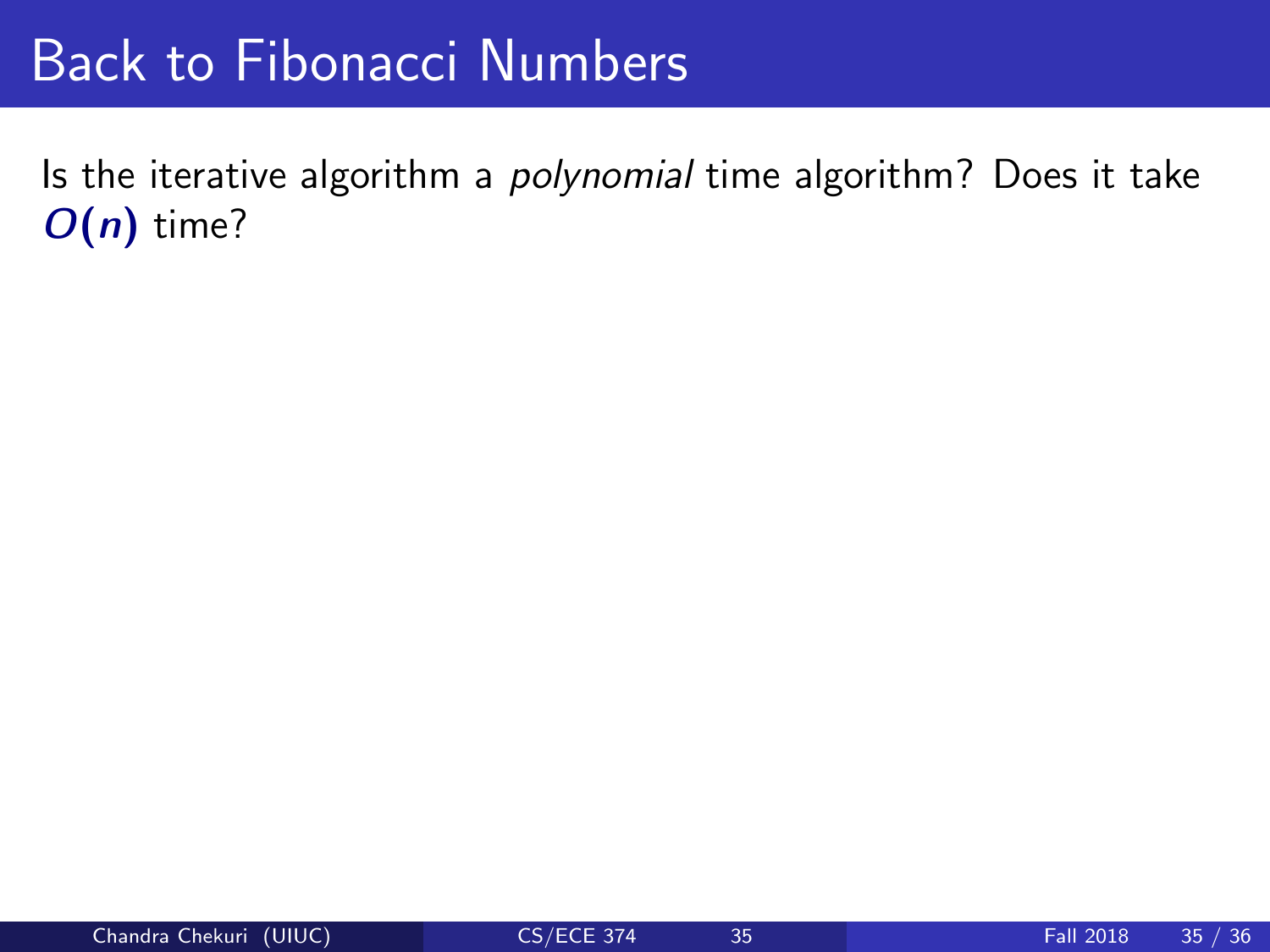# Back to Fibonacci Numbers

Is the iterative algorithm a *polynomial* time algorithm? Does it take $O(n)$ time?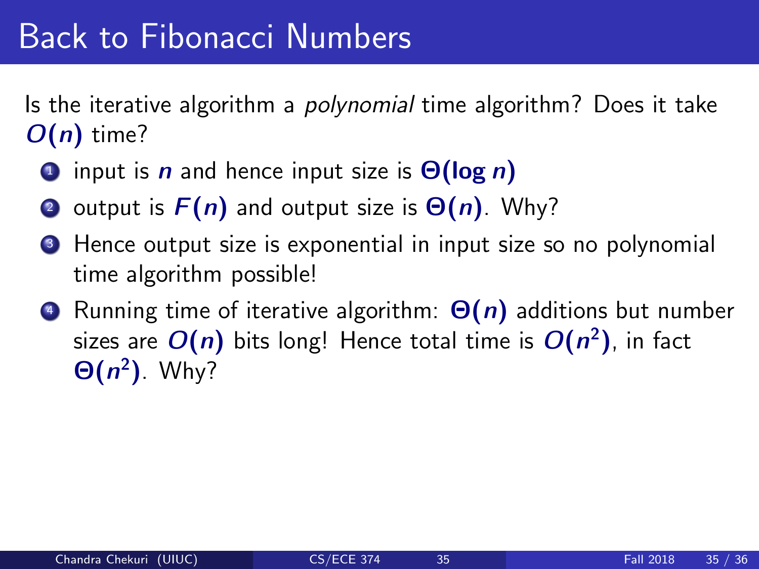# Back to Fibonacci Numbers

Is the iterative algorithm a *polynomial* time algorithm? Does it take $O(n)$ time?

1. input is $n$ and hence input size is $\Theta(\log n)$
2. output is $F(n)$ and output size is $\Theta(n)$. Why?
3. Hence output size is exponential in input size so no polynomial time algorithm possible!
4. Running time of iterative algorithm: $\Theta(n)$ additions but number sizes are $O(n)$ bits long! Hence total time is $O(n^2)$, in fact $\Theta(n^2)$. Why?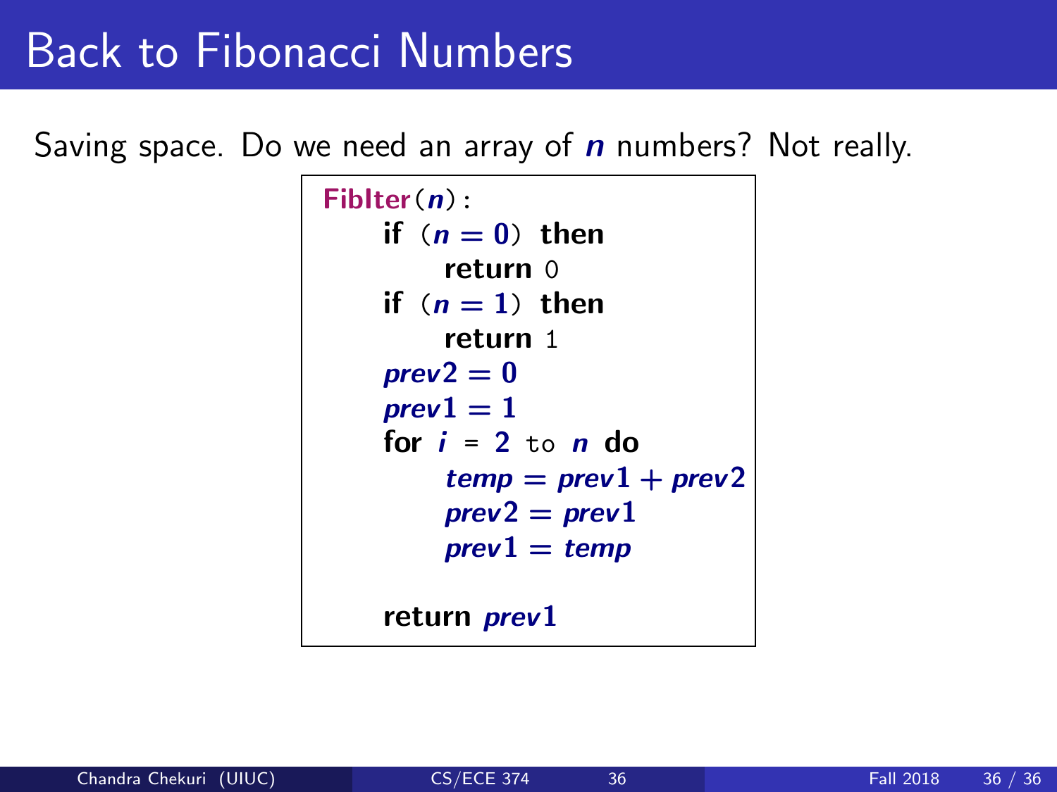# Back to Fibonacci Numbers

Saving space. Do we need an array of $n$ numbers? Not really.

```
FibIter(n):
    if (n = 0) then
        return 0
    if (n = 1) then
        return 1
    prev2 = 0
    prev1 = 1
    for i = 2 to n do
        temp = prev1 + prev2
        prev2 = prev1
        prev1 = temp

    return prev1
```